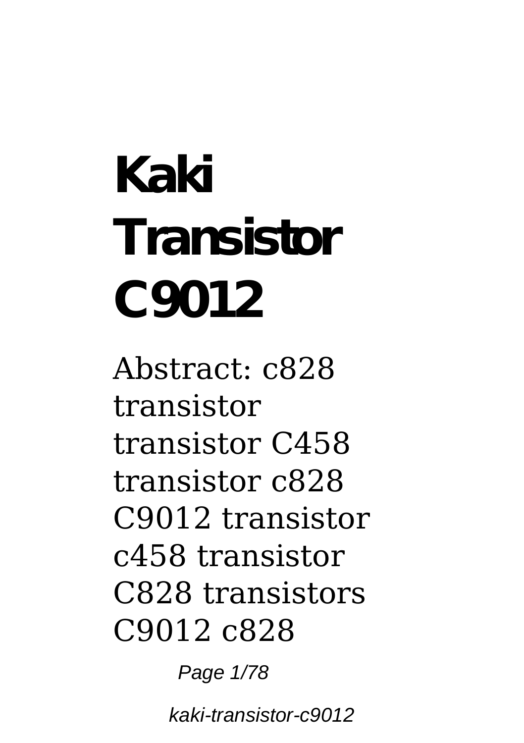# Kaki Transistor C9012

Abstract: c828 transistor transistor C458 transistor c828 C9012 transistor c458 transistor C828 transistors C9012 c828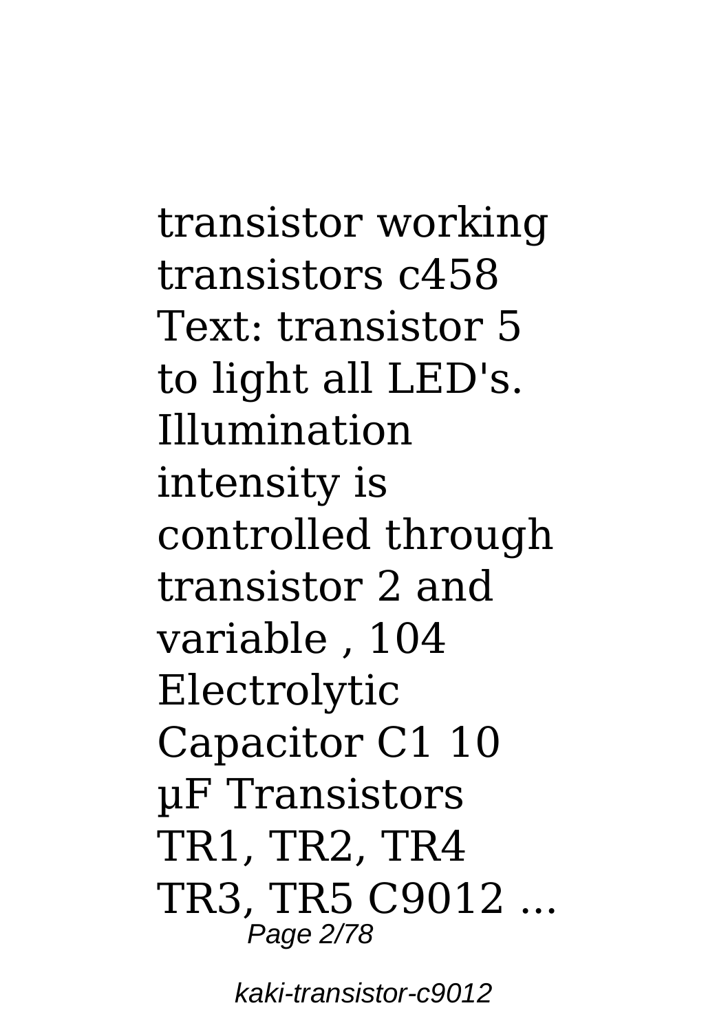transistor working transistors c458 Text: transistor 5 to light all LED's. Illumination intensity is controlled through transistor 2 and variable , 104 Electrolytic Capacitor C1 10 µF Transistors TR1, TR2, TR4 TR3, TR5 C9012 ...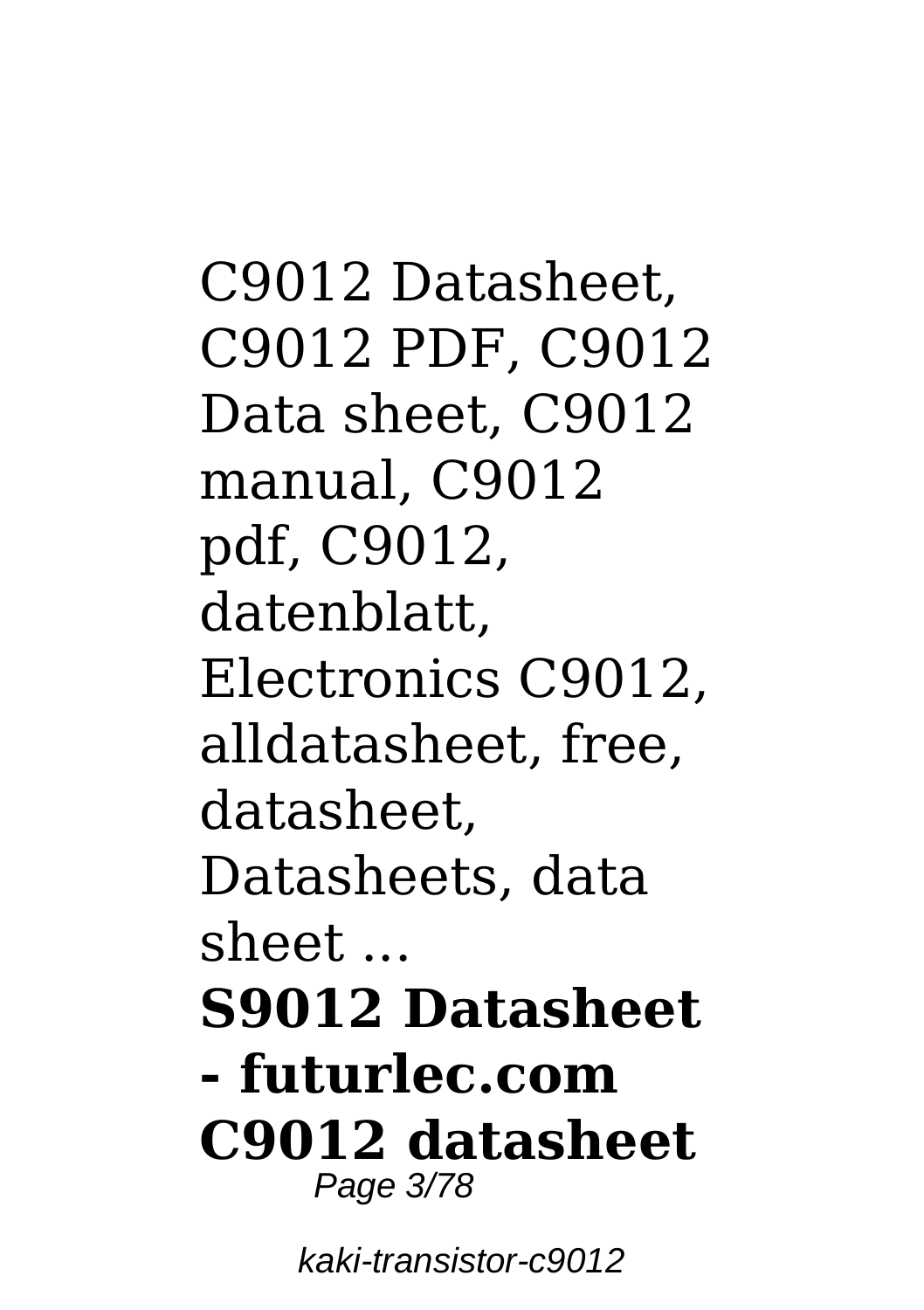C9012 Datasheet, C9012 PDF, C9012 Data sheet, C9012 manual, C9012 pdf, C9012, datenblatt, Electronics C9012, alldatasheet, free, datasheet, Datasheets, data sheet ...

**S9012 Datasheet - futurlec.com**

**C9012 datasheet**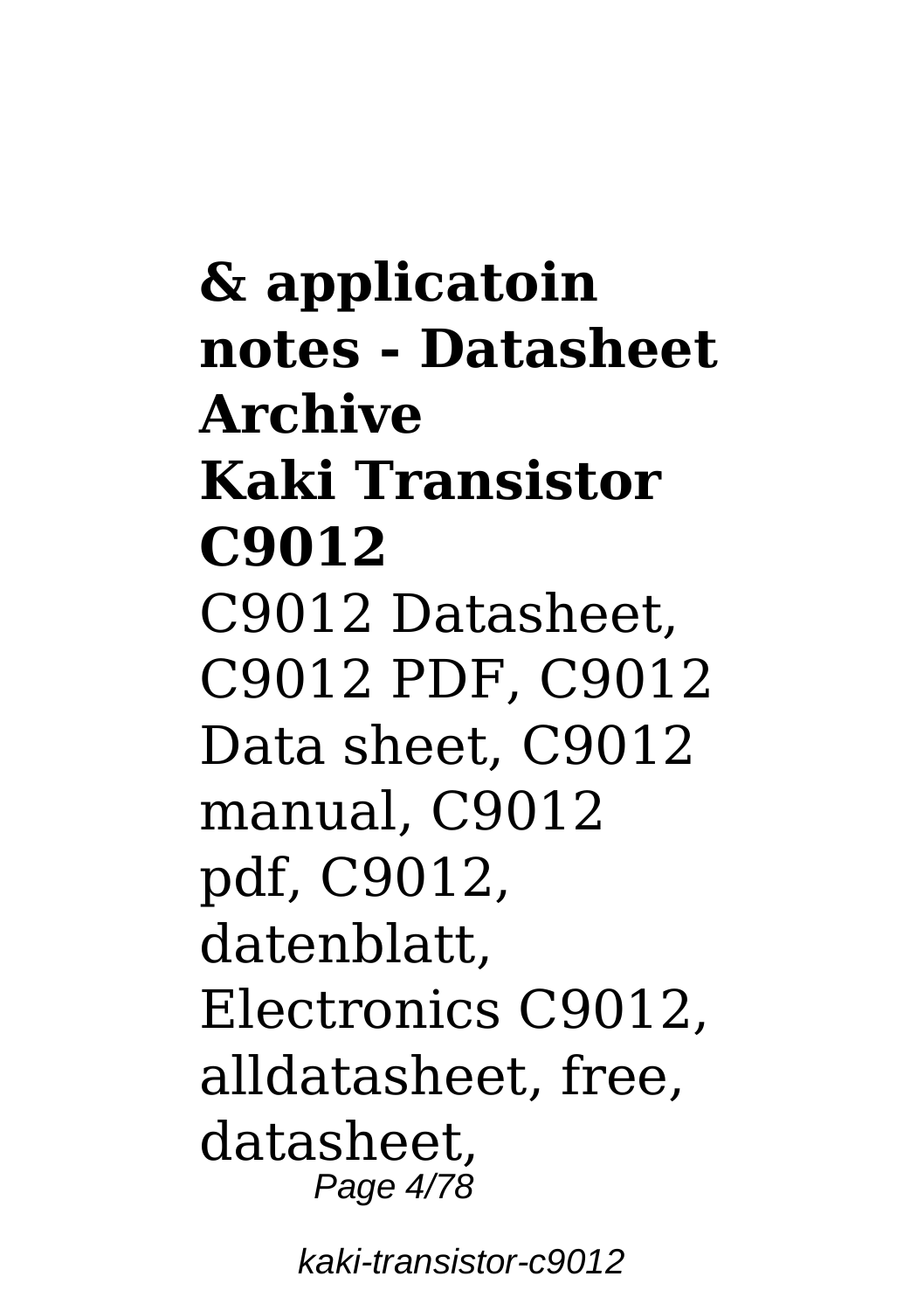**& applicatoin notes - Datasheet Archive**

**Kaki Transistor C9012**

C9012 Datasheet, C9012 PDF, C9012 Data sheet, C9012 manual, C9012 pdf, C9012, datenblatt, Electronics C9012, alldatasheet, free, datasheet,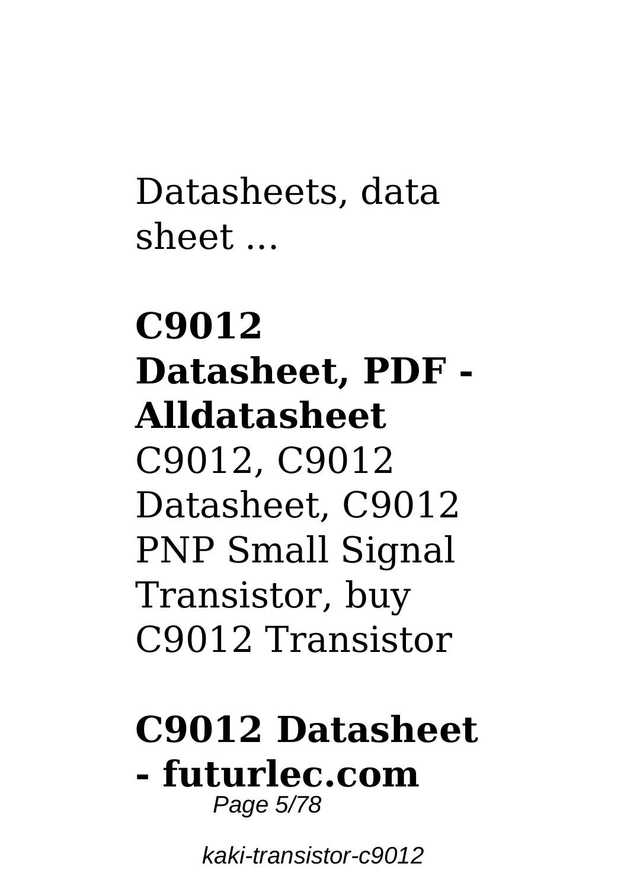Datasheets, data sheet ...

**C9012 Datasheet, PDF - Alldatasheet**

C9012, C9012 Datasheet, C9012 PNP Small Signal Transistor, buy C9012 Transistor

**C9012 Datasheet - futurlec.com**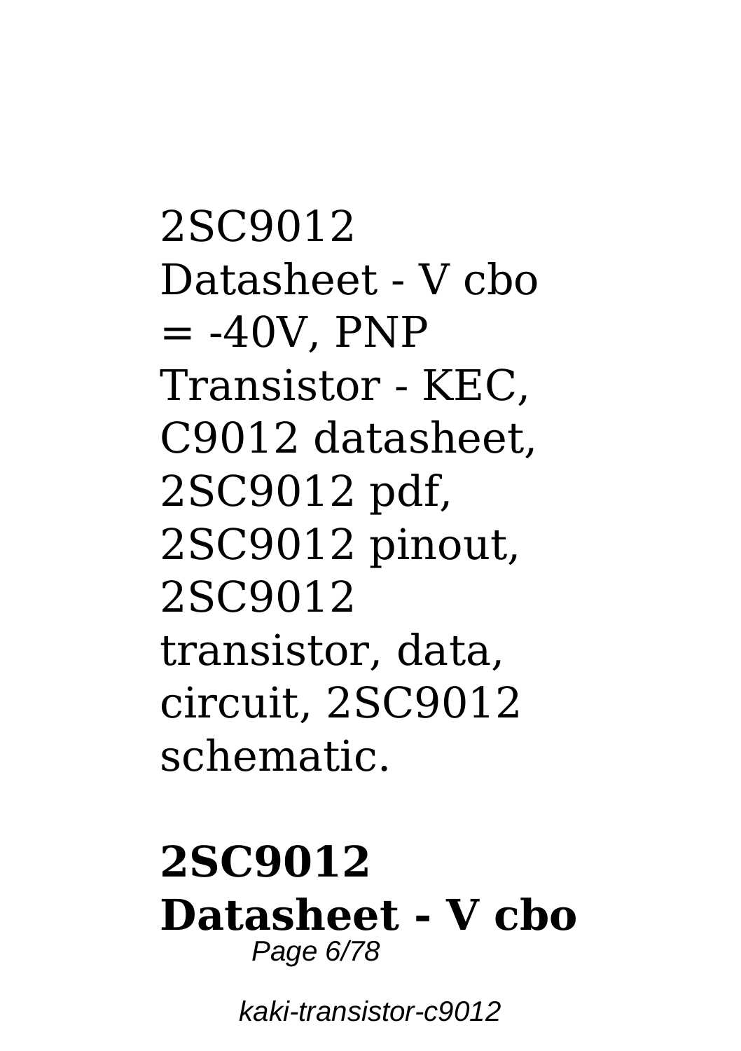2SC9012 Datasheet - V cbo = -40V, PNP Transistor - KEC, C9012 datasheet, 2SC9012 pdf, 2SC9012 pinout, 2SC9012 transistor, data, circuit, 2SC9012 schematic.

## 2SC9012 Datasheet - V cbo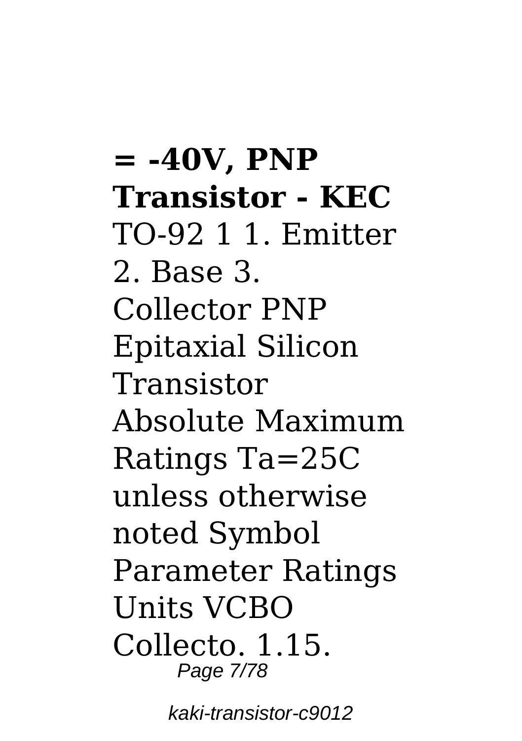**= -40V, PNP Transistor - KEC**

TO-92 1 1. Emitter 2. Base 3. Collector PNP Epitaxial Silicon Transistor Absolute Maximum Ratings Ta=25C unless otherwise noted Symbol Parameter Ratings Units VCBO Collecto. 1.15.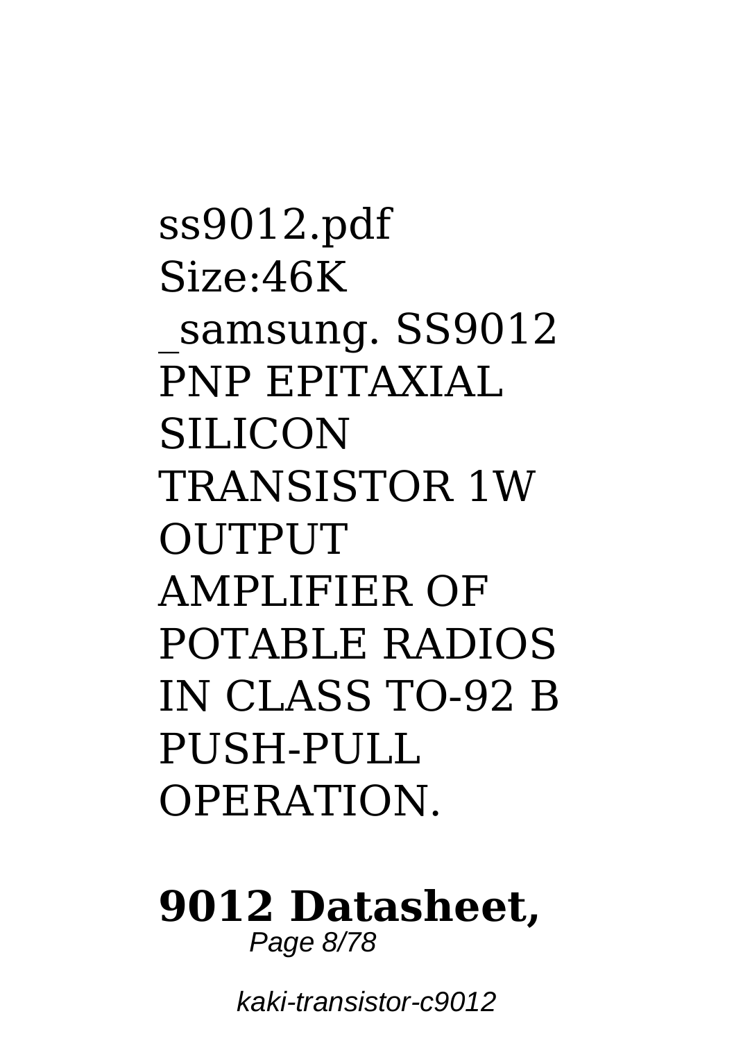ss9012.pdf Size:46K _samsung. SS9012 PNP EPITAXIAL SILICON TRANSISTOR 1W OUTPUT AMPLIFIER OF POTABLE RADIOS IN CLASS TO-92 B PUSH-PULL OPERATION.

**9012 Datasheet,**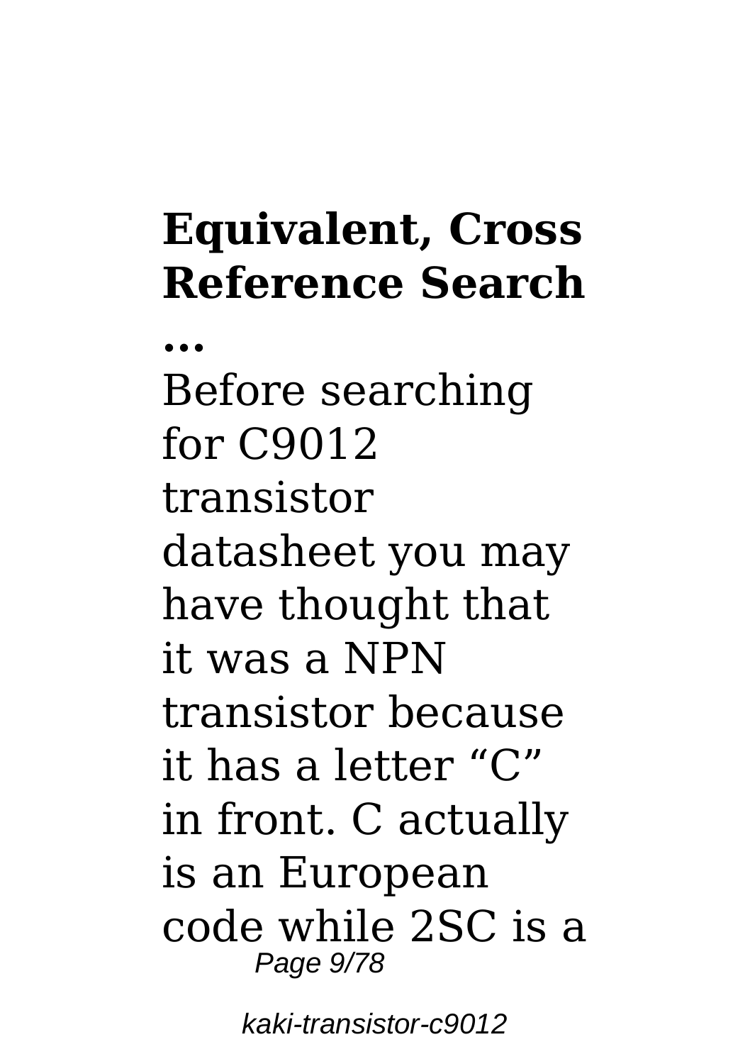## Equivalent, Cross Reference Search ...

Before searching for C9012 transistor datasheet you may have thought that it was a NPN transistor because it has a letter "C" in front. C actually is an European code while 2SC is a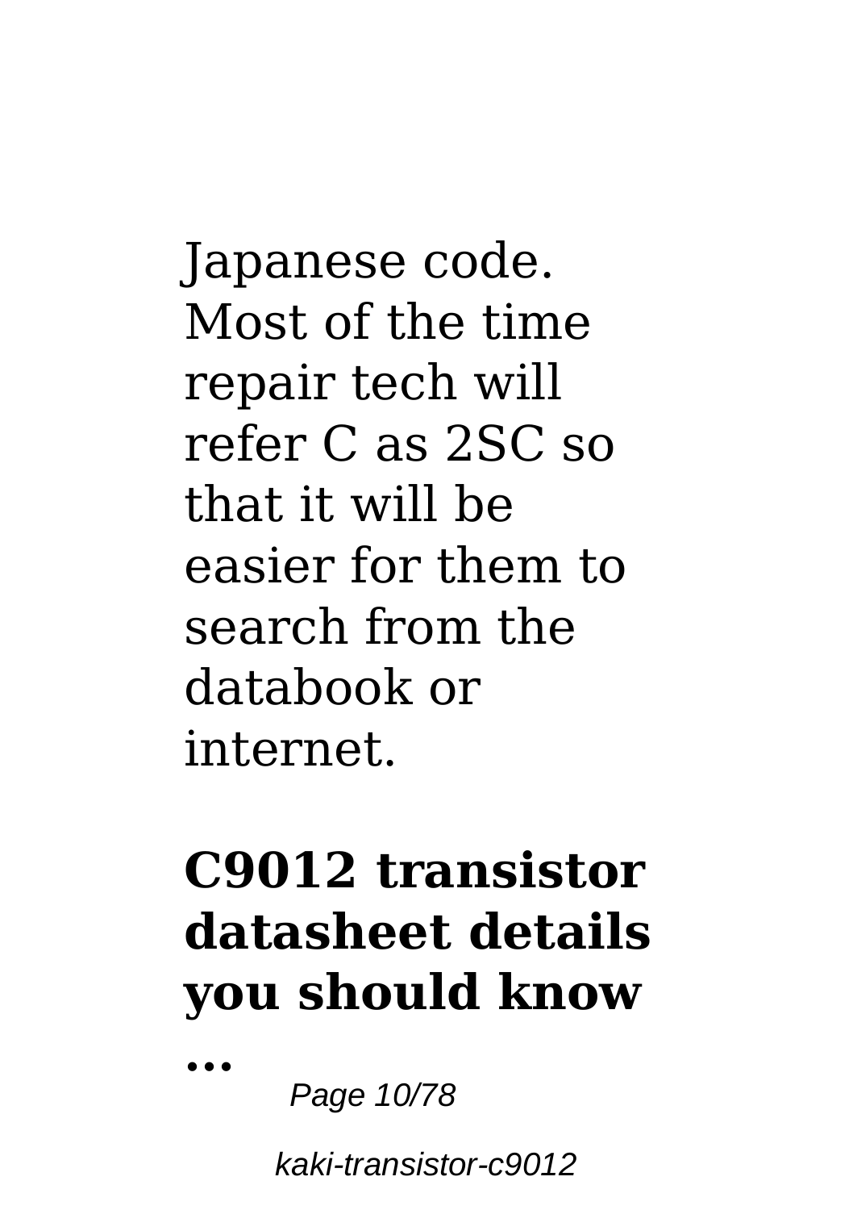Japanese code. Most of the time repair tech will refer C as 2SC so that it will be easier for them to search from the databook or internet.

## C9012 transistor datasheet details you should know ...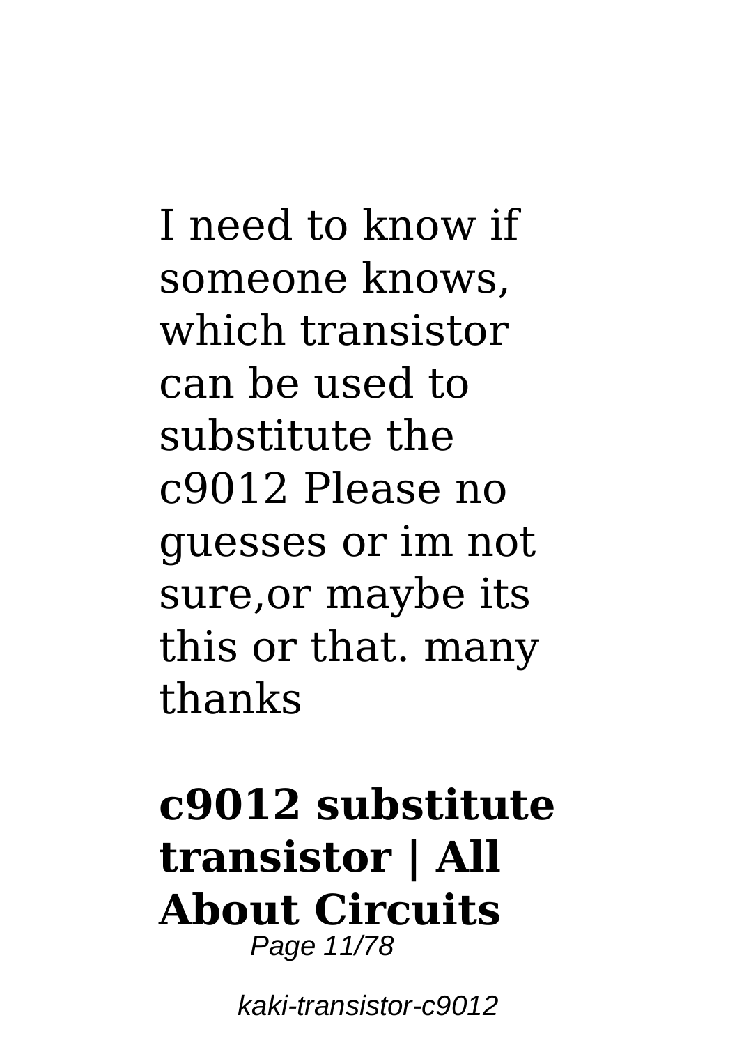I need to know if someone knows, which transistor can be used to substitute the c9012 Please no guesses or im not sure,or maybe its this or that. many thanks

**c9012 substitute transistor | All About Circuits**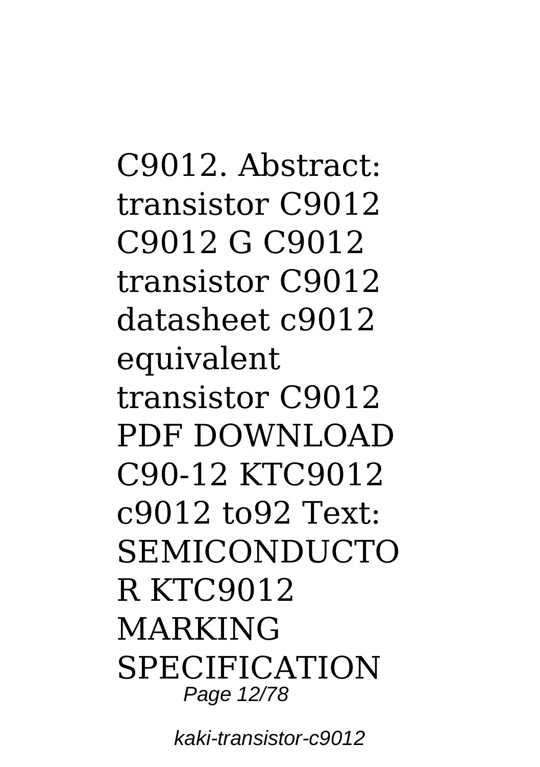C9012. Abstract: transistor C9012 C9012 G C9012 transistor C9012 datasheet c9012 equivalent transistor C9012 PDF DOWNLOAD C90-12 KTC9012 c9012 to92 Text: SEMICONDUCTO R KTC9012 MARKING SPECIFICATION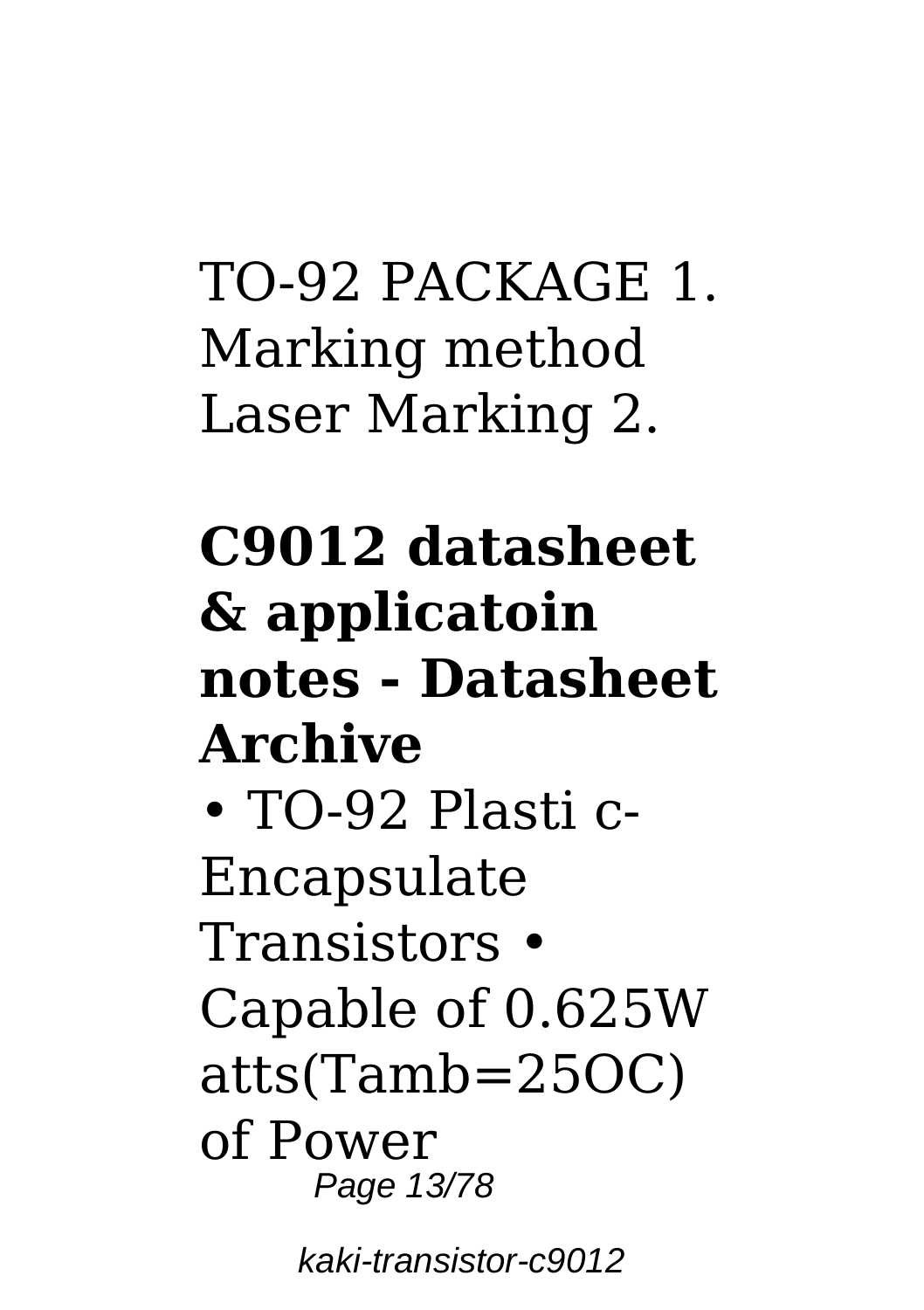TO-92 PACKAGE 1. Marking method Laser Marking 2.

## C9012 datasheet & applicatoin notes - Datasheet Archive

• TO-92 Plasti c-Encapsulate Transistors • Capable of 0.625W atts(Tamb=25OC) of Power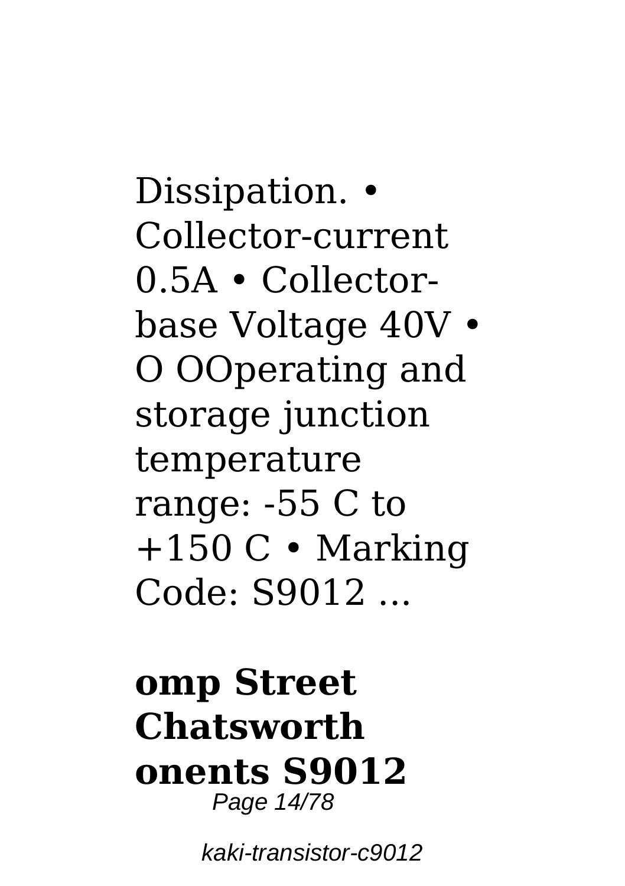Dissipation. • Collector-current 0.5A • Collector-base Voltage 40V • O OOperating and storage junction temperature range: -55 C to +150 C • Marking Code: S9012 ...

**omp Street Chatsworth onents S9012**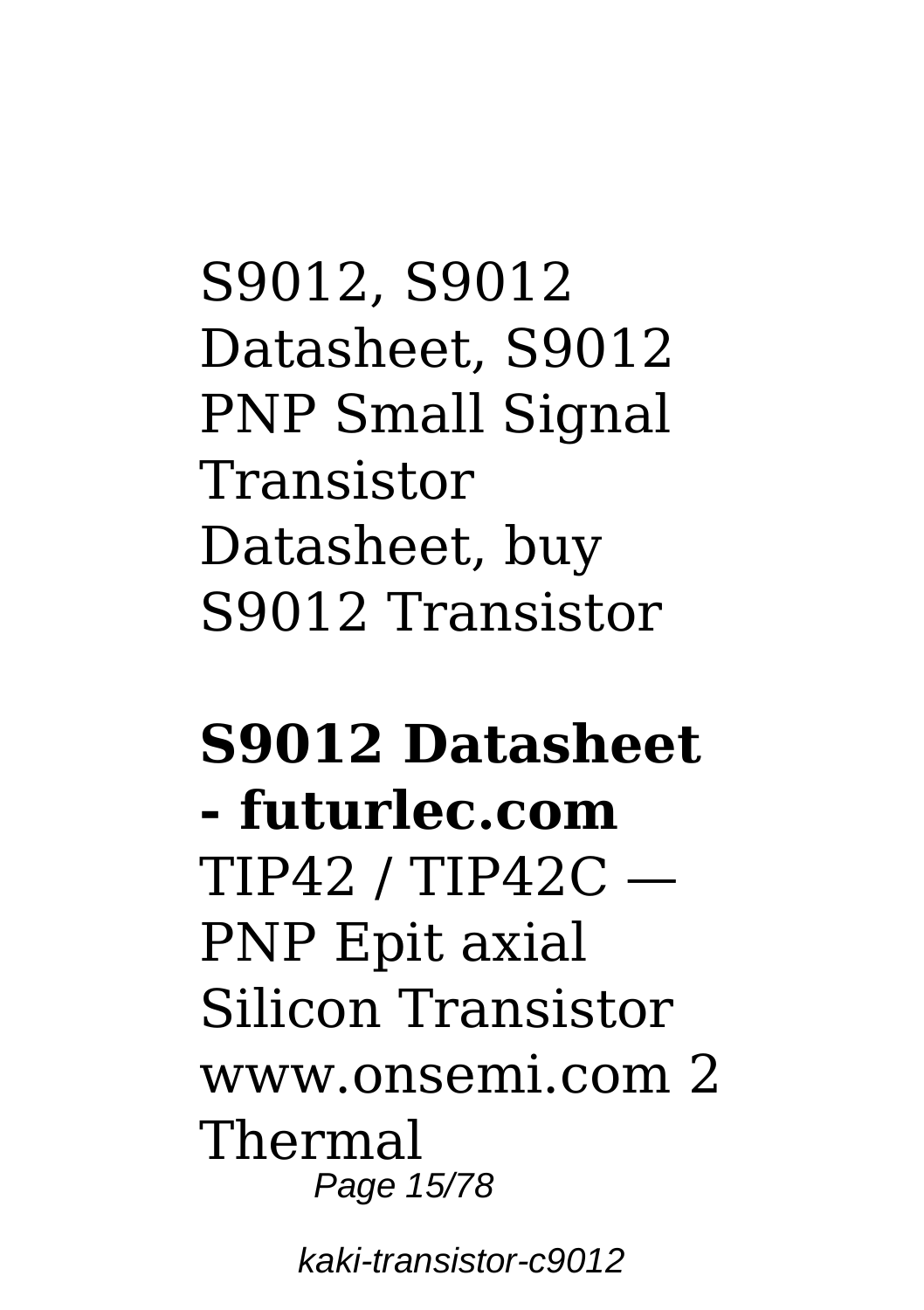S9012, S9012 Datasheet, S9012 PNP Small Signal Transistor Datasheet, buy S9012 Transistor

**S9012 Datasheet - futurlec.com**

TIP42 / TIP42C — PNP Epit axial Silicon Transistor www.onsemi.com 2 Thermal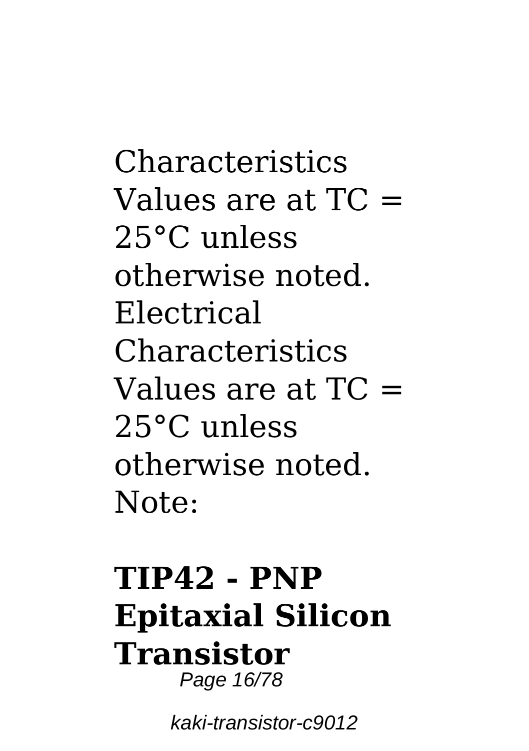Characteristics Values are at TC = 25°C unless otherwise noted. Electrical Characteristics Values are at TC = 25°C unless otherwise noted. Note:

## TIP42 - PNP Epitaxial Silicon Transistor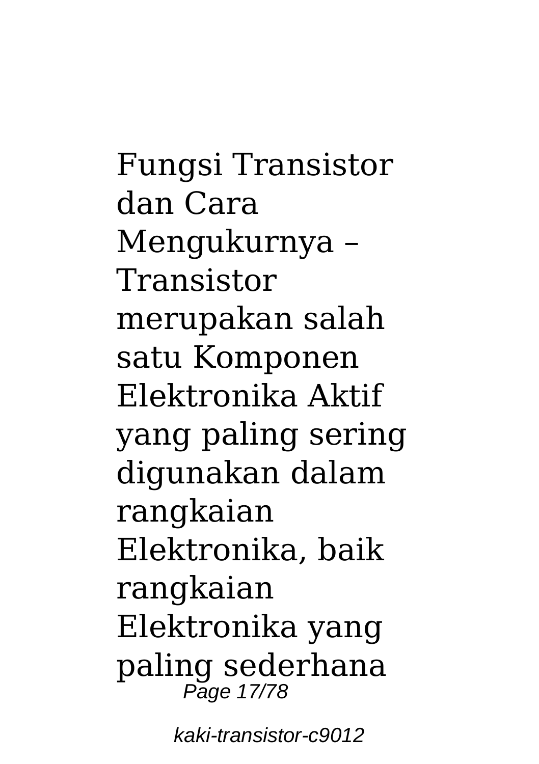Fungsi Transistor dan Cara Mengukurnya – Transistor merupakan salah satu Komponen Elektronika Aktif yang paling sering digunakan dalam rangkaian Elektronika, baik rangkaian Elektronika yang paling sederhana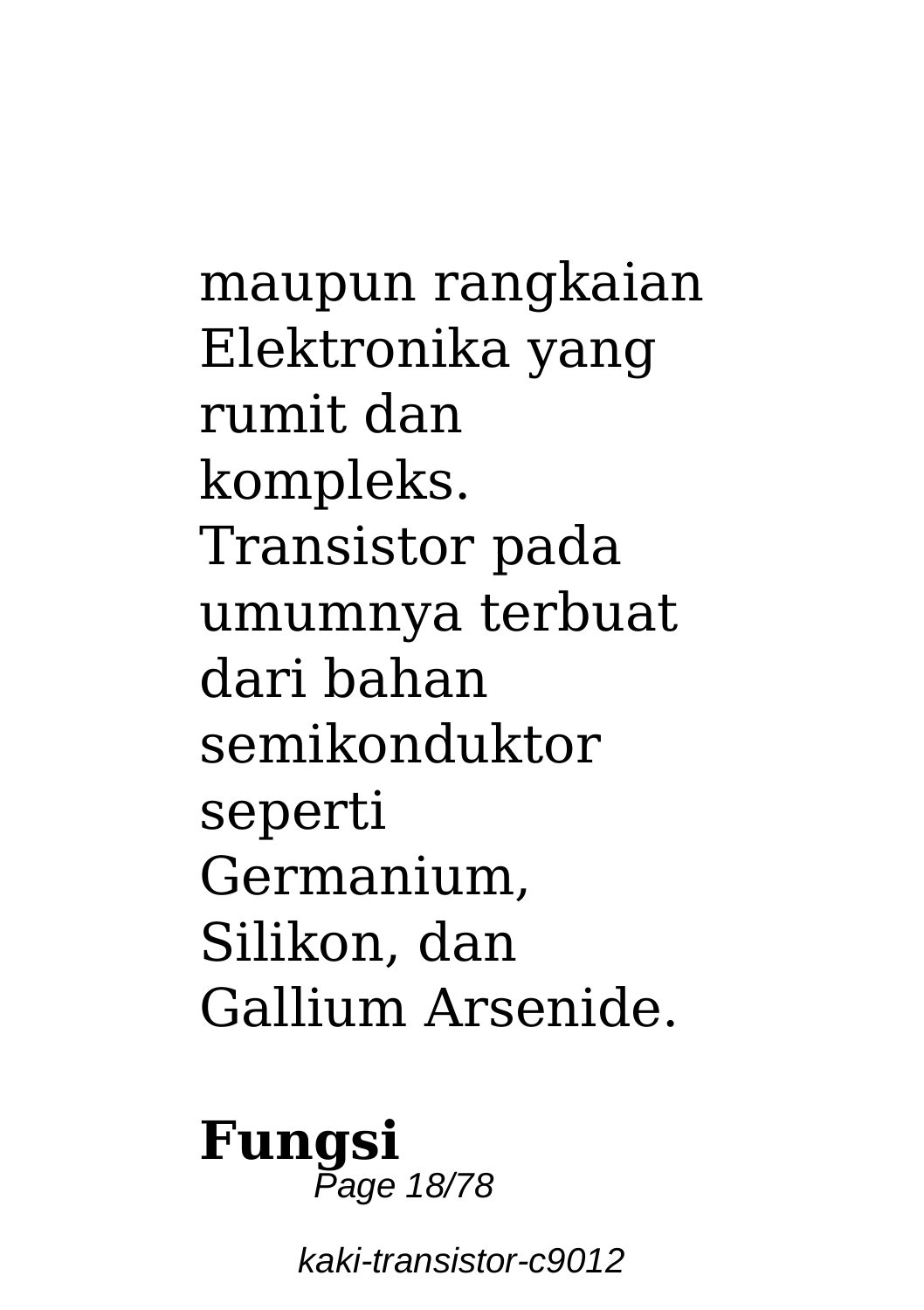maupun rangkaian Elektronika yang rumit dan kompleks. Transistor pada umumnya terbuat dari bahan semikonduktor seperti Germanium, Silikon, dan Gallium Arsenide.

**Fungsi**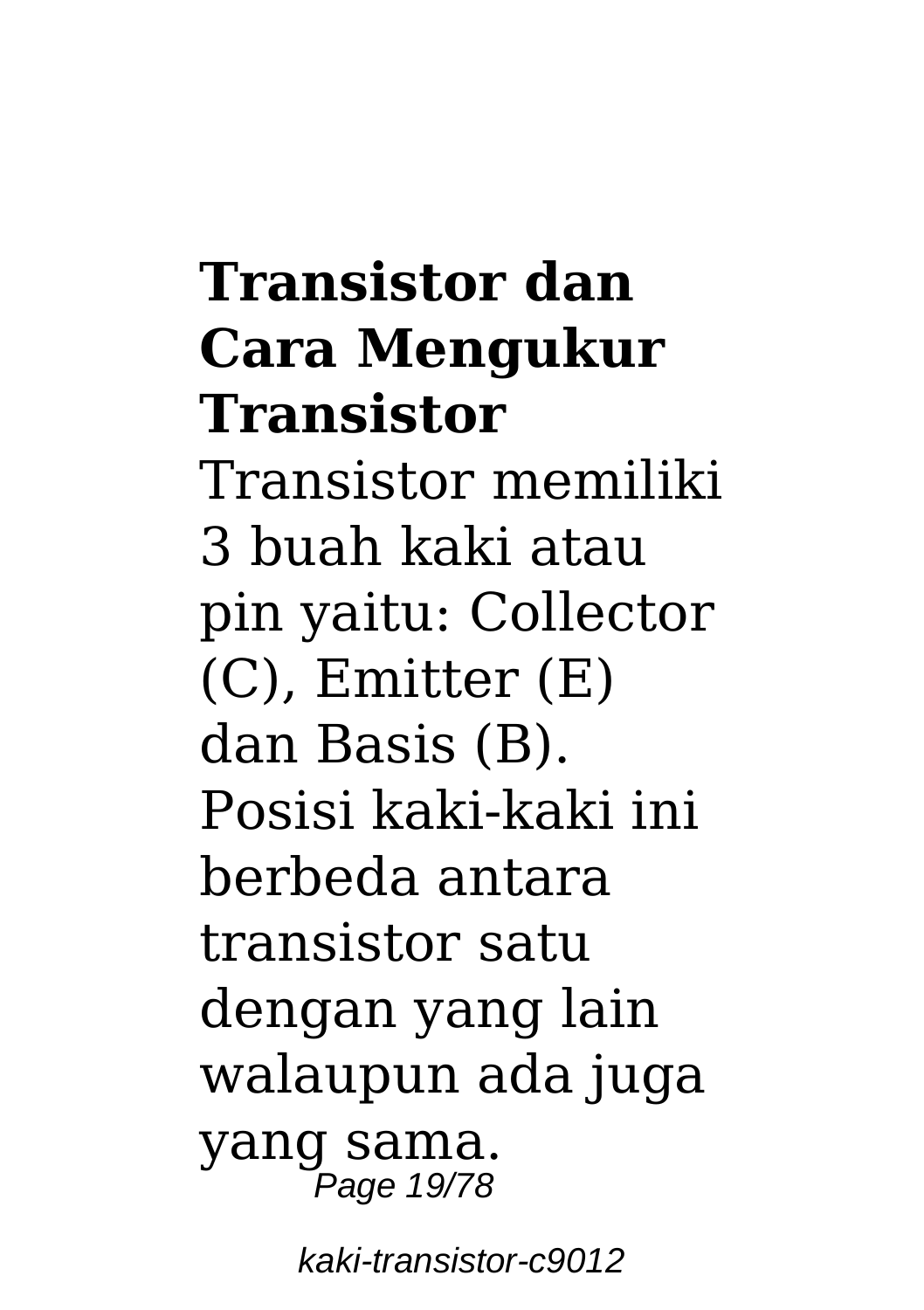**Transistor dan Cara Mengukur Transistor**

Transistor memiliki 3 buah kaki atau pin yaitu: Collector (C), Emitter (E) dan Basis (B). Posisi kaki-kaki ini berbeda antara transistor satu dengan yang lain walaupun ada juga yang sama.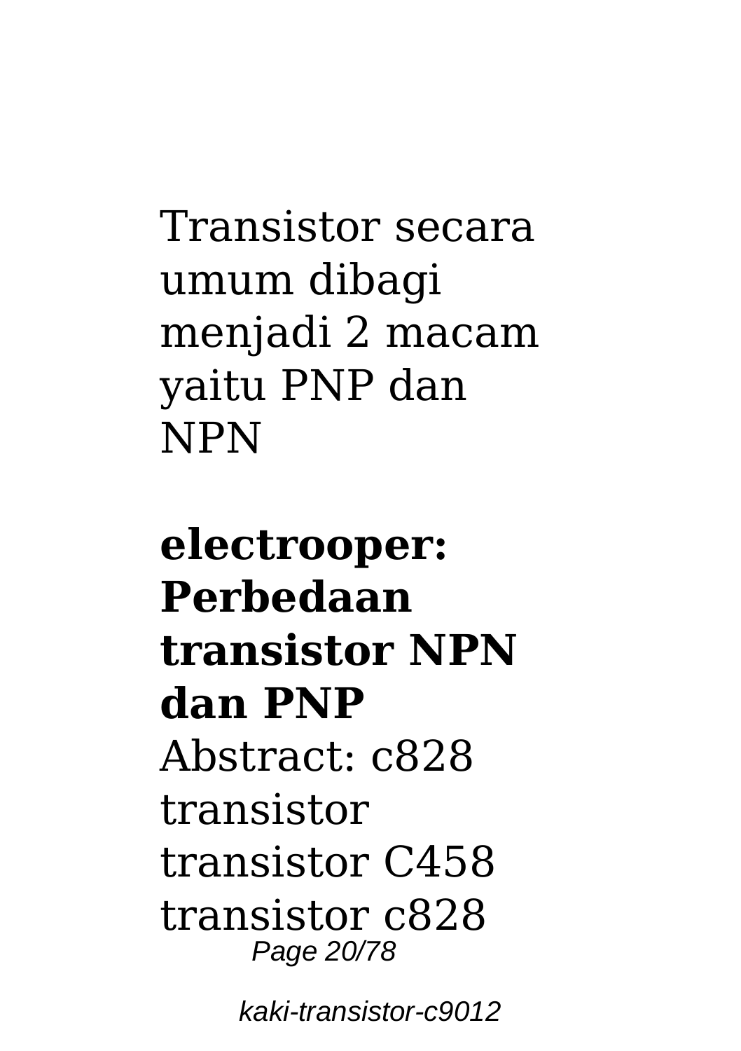Transistor secara umum dibagi menjadi 2 macam yaitu PNP dan NPN

**electrooper: Perbedaan transistor NPN dan PNP**

Abstract: c828 transistor transistor C458 transistor c828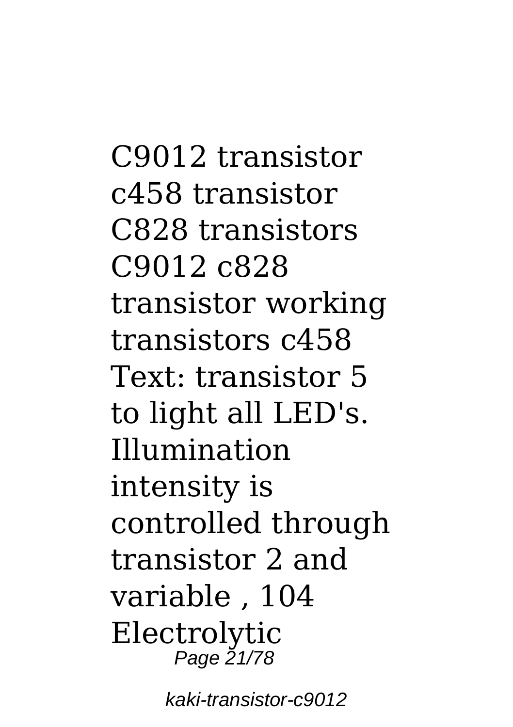C9012 transistor c458 transistor C828 transistors C9012 c828 transistor working transistors c458 Text: transistor 5 to light all LED's. Illumination intensity is controlled through transistor 2 and variable , 104 Electrolytic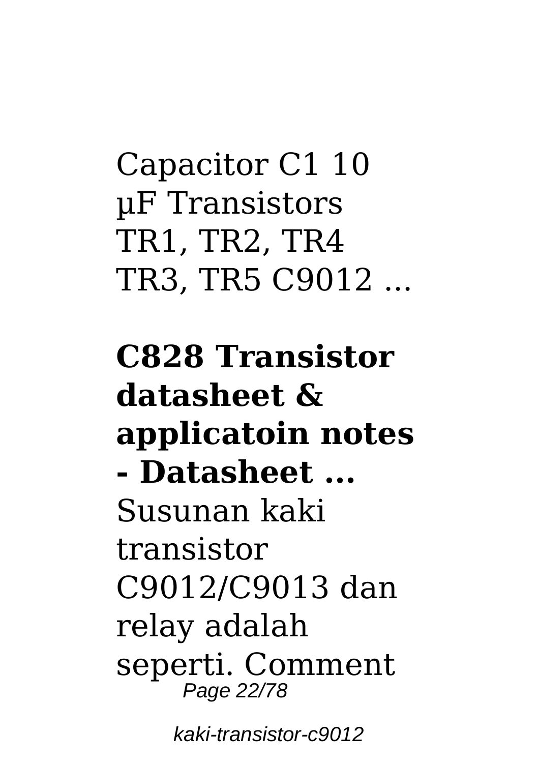Capacitor C1 10 µF Transistors TR1, TR2, TR4 TR3, TR5 C9012 ...

**C828 Transistor datasheet & applicatoin notes - Datasheet ...**

Susunan kaki transistor C9012/C9013 dan relay adalah seperti. Comment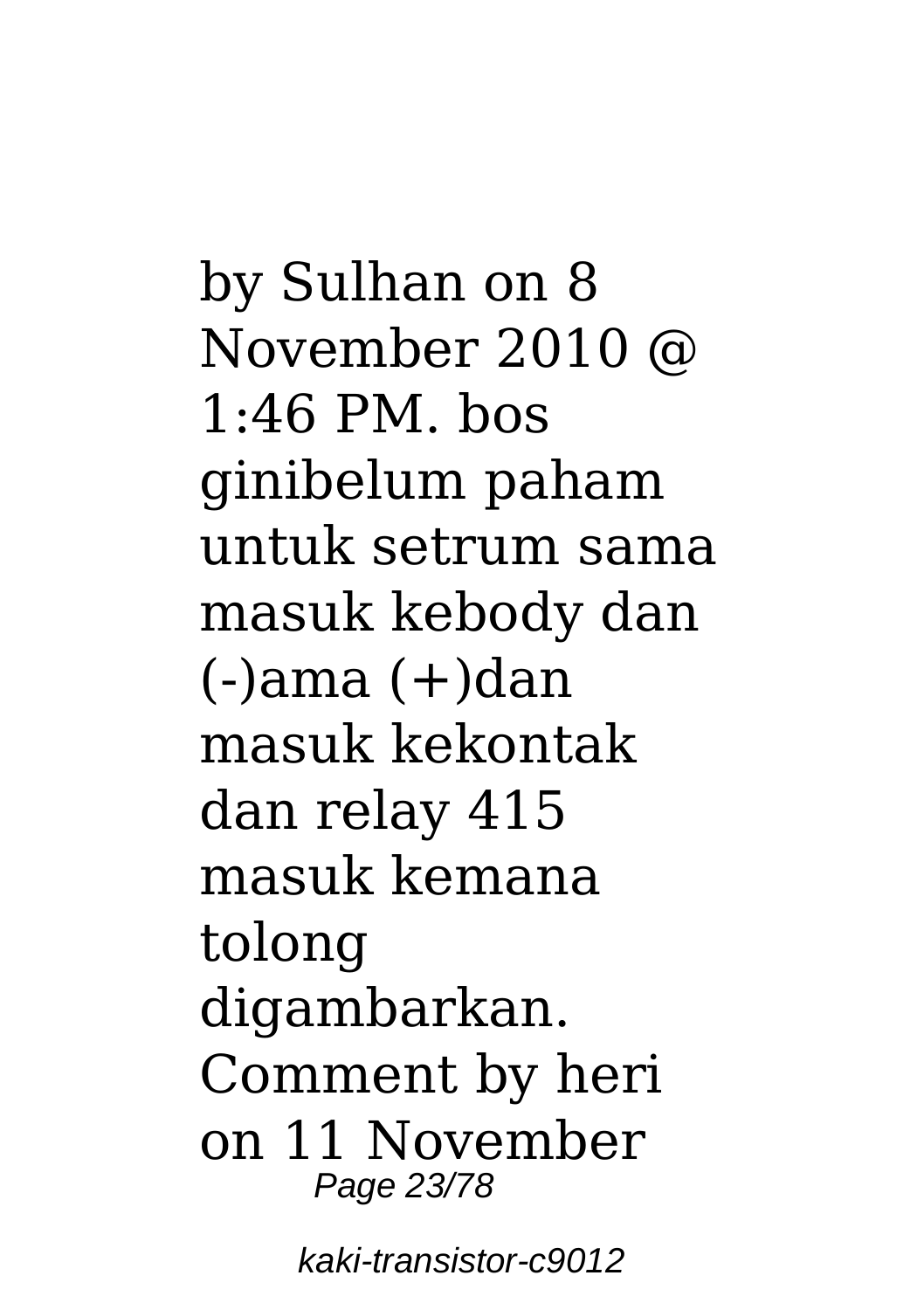by Sulhan on 8 November 2010 @ 1:46 PM. bos ginibelum paham untuk setrum sama masuk kebody dan (-)ama (+)dan masuk kekontak dan relay 415 masuk kemana tolong digambarkan. Comment by heri on 11 November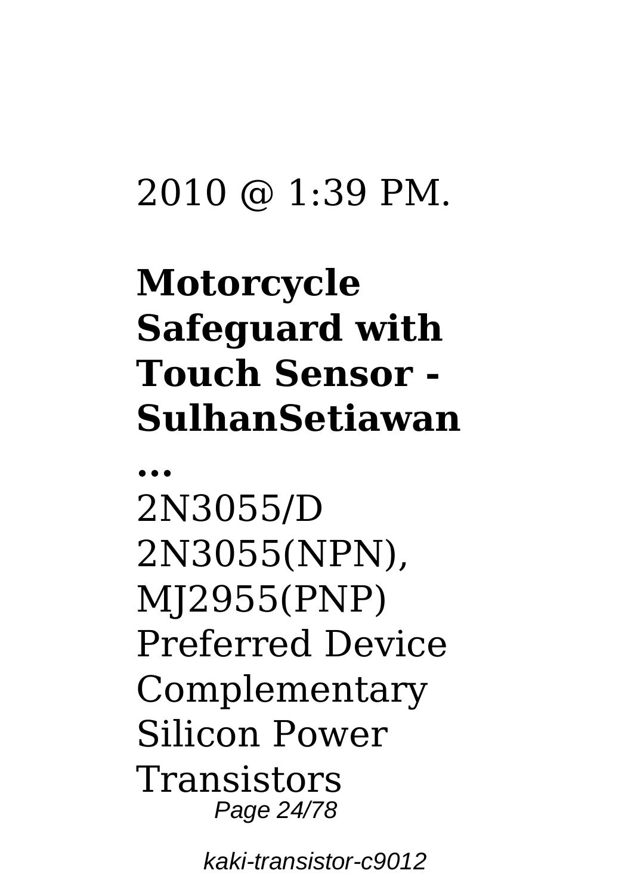2010 @ 1:39 PM.

**Motorcycle Safeguard with Touch Sensor - SulhanSetiawan ...**

2N3055/D 2N3055(NPN), MJ2955(PNP) Preferred Device Complementary Silicon Power Transistors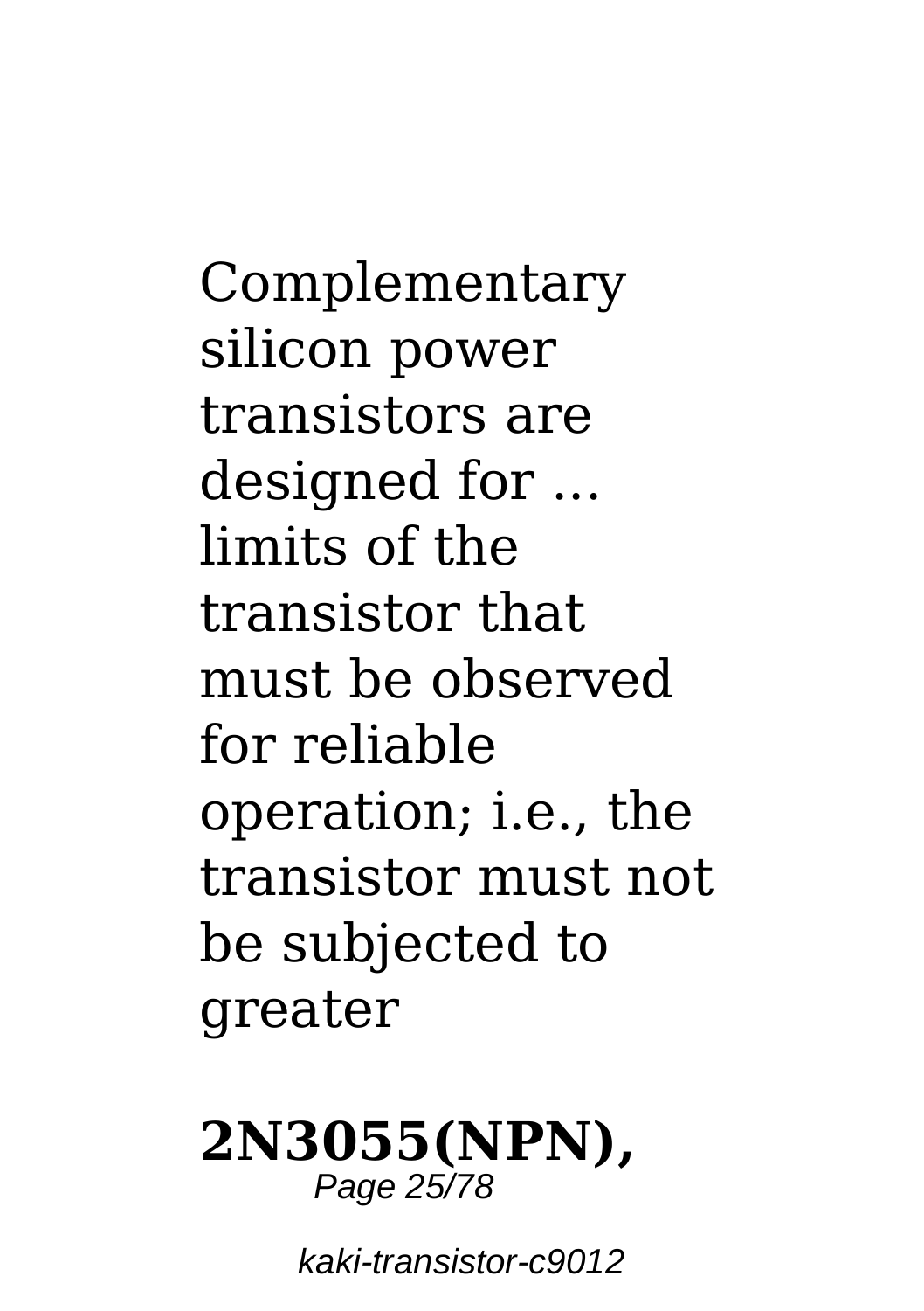Complementary silicon power transistors are designed for ... limits of the transistor that must be observed for reliable operation; i.e., the transistor must not be subjected to greater

**2N3055(NPN),**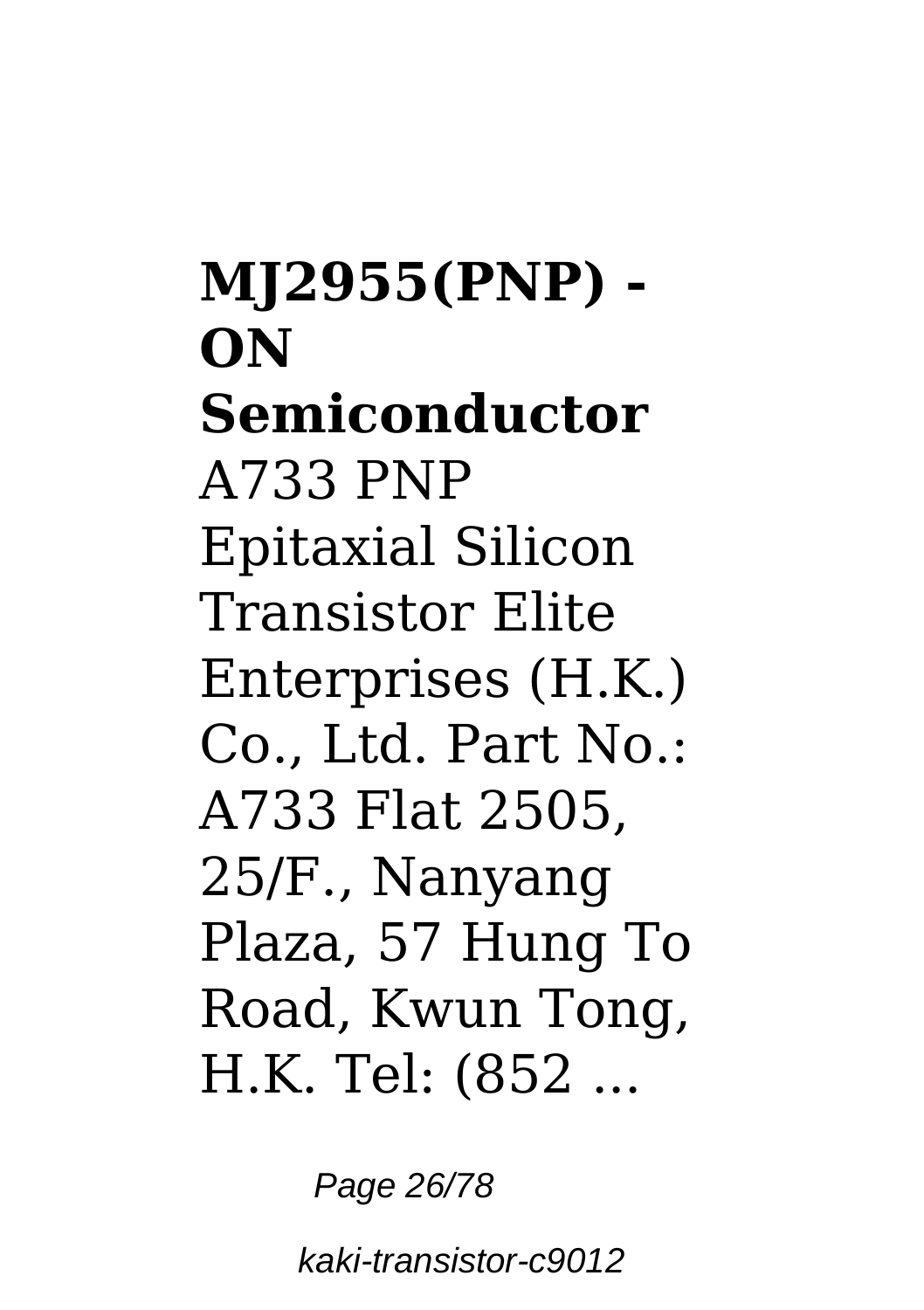**MJ2955(PNP) - ON Semiconductor**

A733 PNP Epitaxial Silicon Transistor Elite Enterprises (H.K.) Co., Ltd. Part No.: A733 Flat 2505, 25/F., Nanyang Plaza, 57 Hung To Road, Kwun Tong, H.K. Tel: (852 ...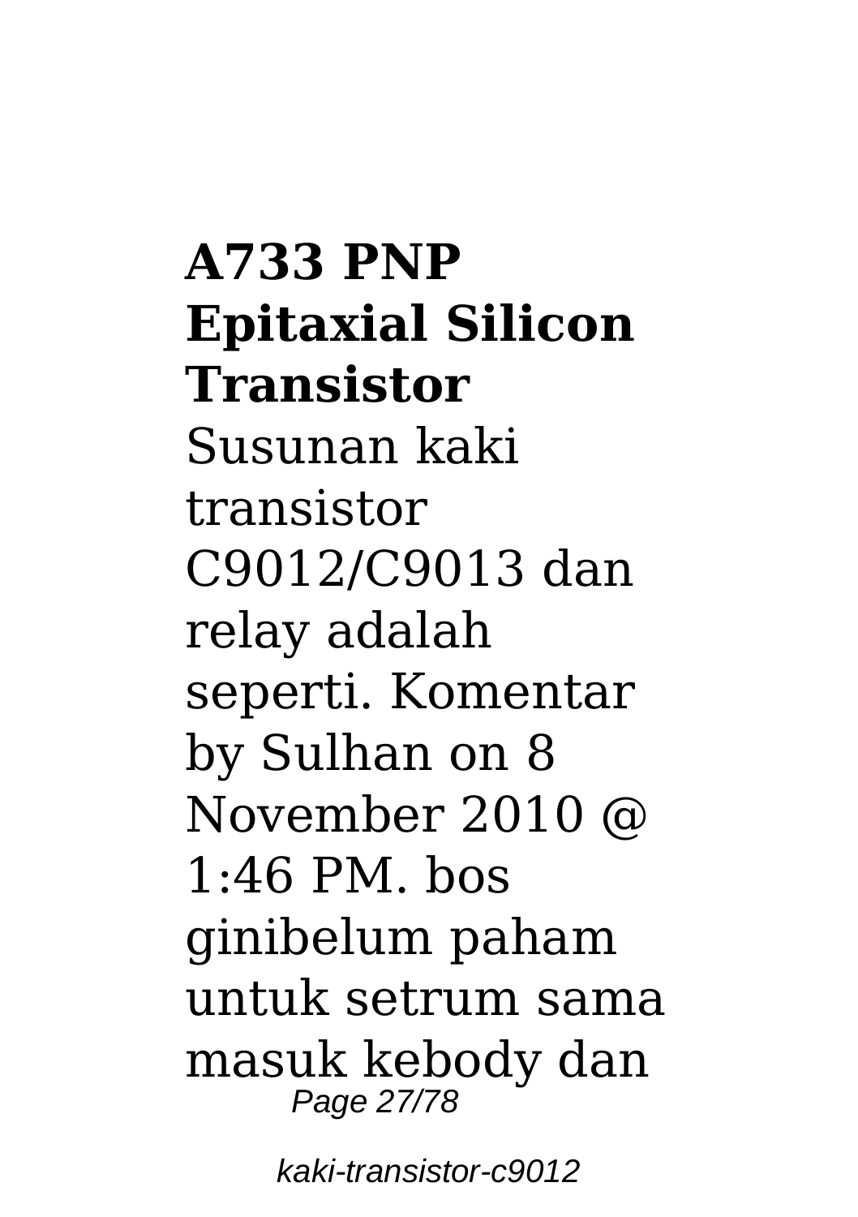**A733 PNP Epitaxial Silicon Transistor**

Susunan kaki transistor C9012/C9013 dan relay adalah seperti. Komentar by Sulhan on 8 November 2010 @ 1:46 PM. bos ginibelum paham untuk setrum sama masuk kebody dan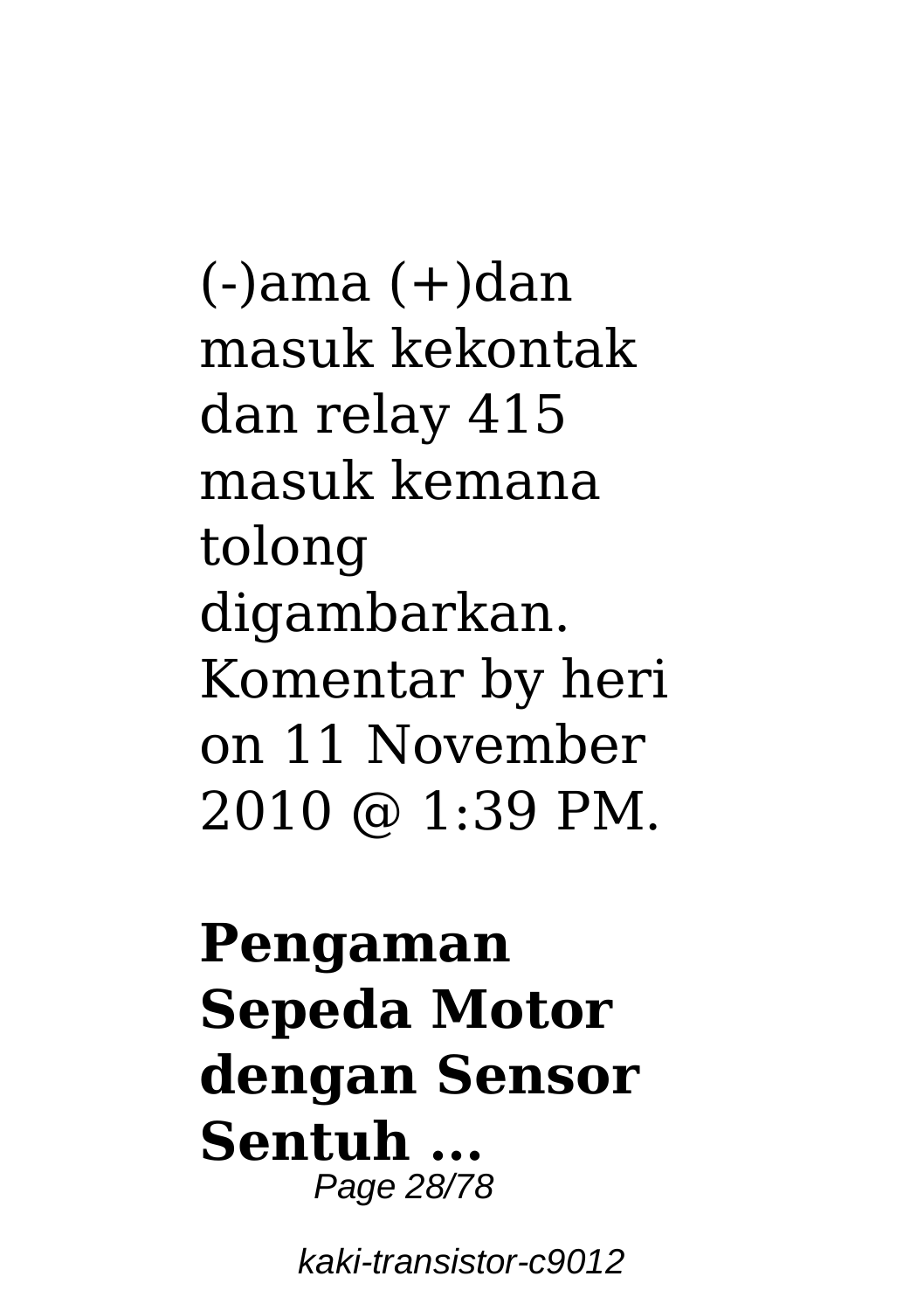(-)ama (+)dan masuk kekontak dan relay 415 masuk kemana tolong digambarkan. Komentar by heri on 11 November 2010 @ 1:39 PM.

**Pengaman Sepeda Motor dengan Sensor Sentuh ...**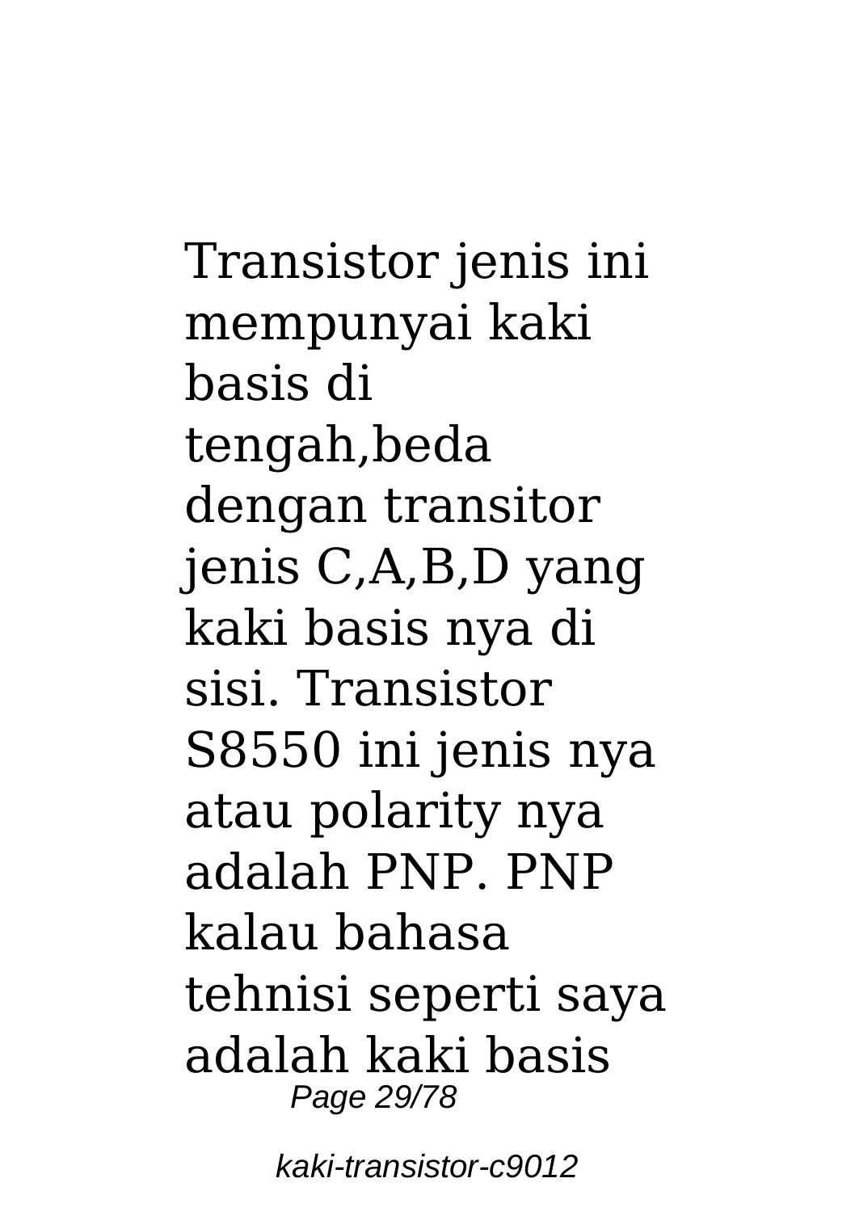Transistor jenis ini mempunyai kaki basis di tengah,beda dengan transitor jenis C,A,B,D yang kaki basis nya di sisi. Transistor S8550 ini jenis nya atau polarity nya adalah PNP. PNP kalau bahasa tehnisi seperti saya adalah kaki basis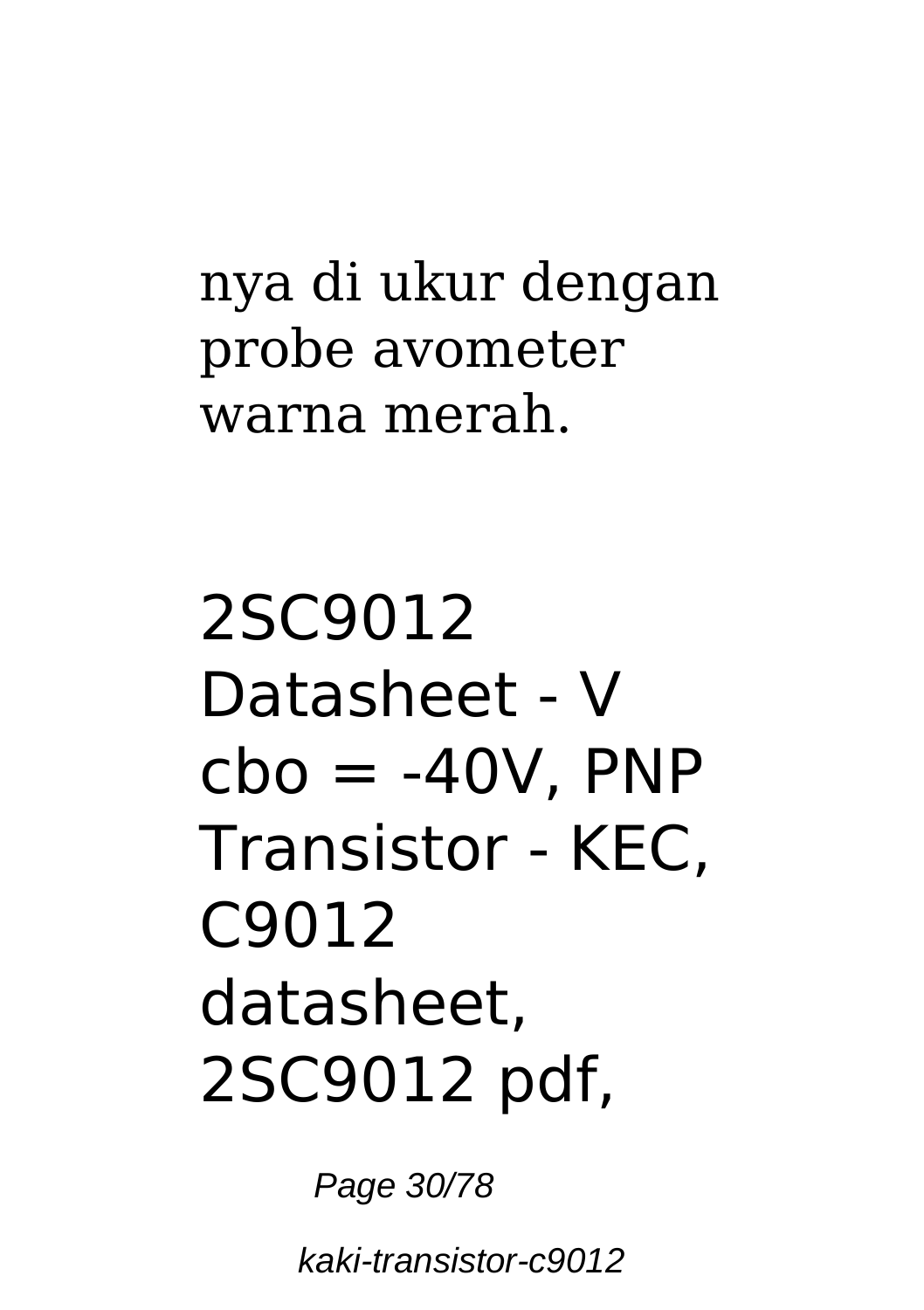nya di ukur dengan probe avometer warna merah.

## 2SC9012 Datasheet - V cbo = -40V, PNP Transistor - KEC, C9012 datasheet, 2SC9012 pdf,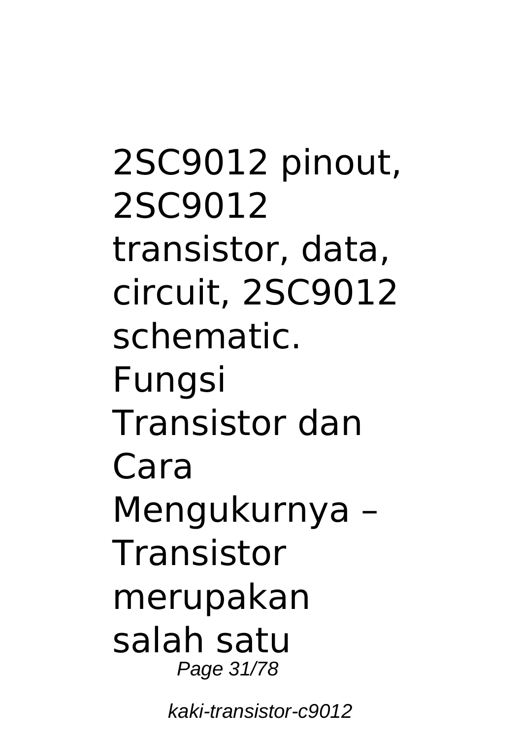2SC9012 pinout, 2SC9012 transistor, data, circuit, 2SC9012 schematic.

Fungsi Transistor dan Cara Mengukurnya – Transistor merupakan salah satu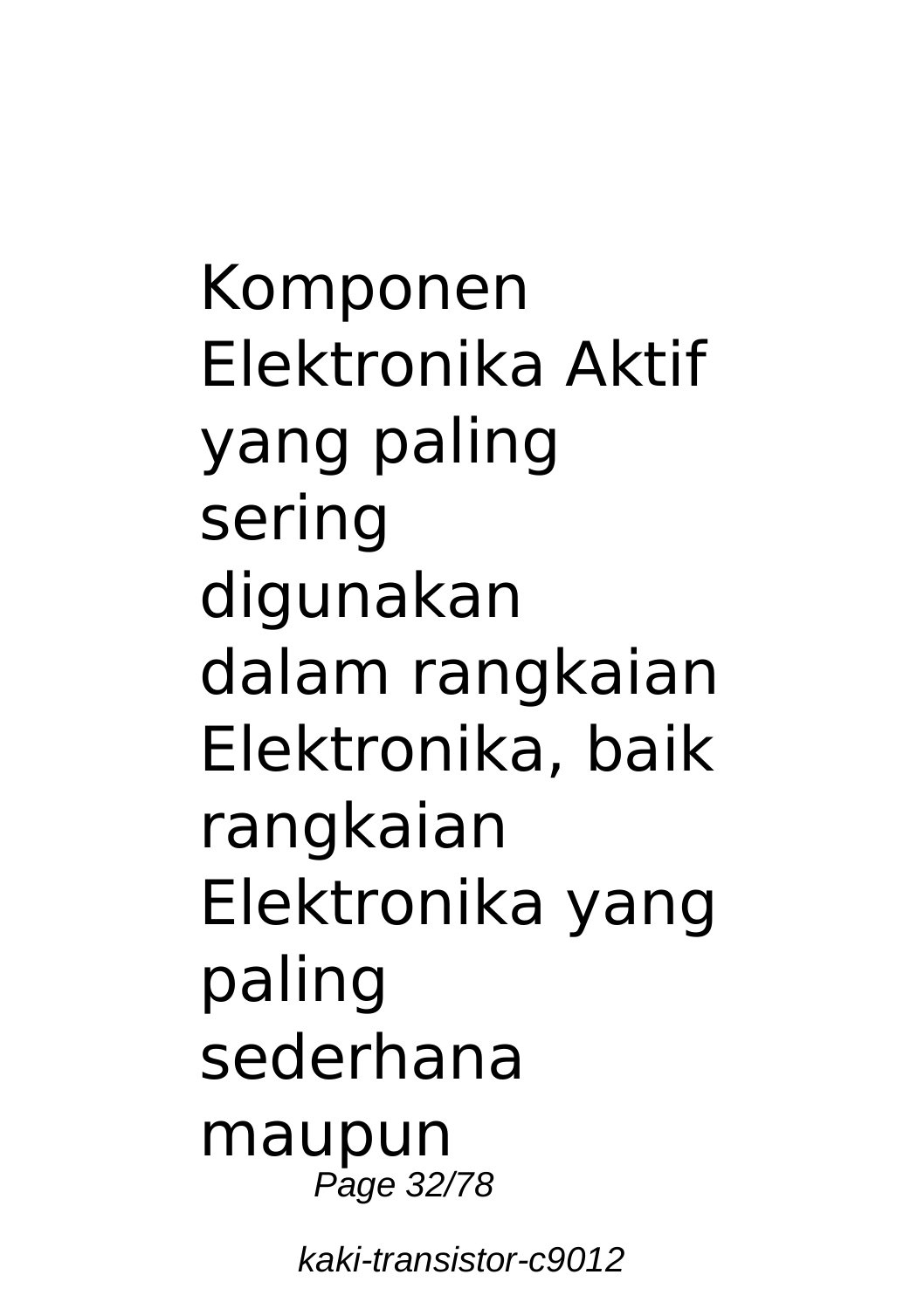Komponen Elektronika Aktif yang paling sering digunakan dalam rangkaian Elektronika, baik rangkaian Elektronika yang paling sederhana maupun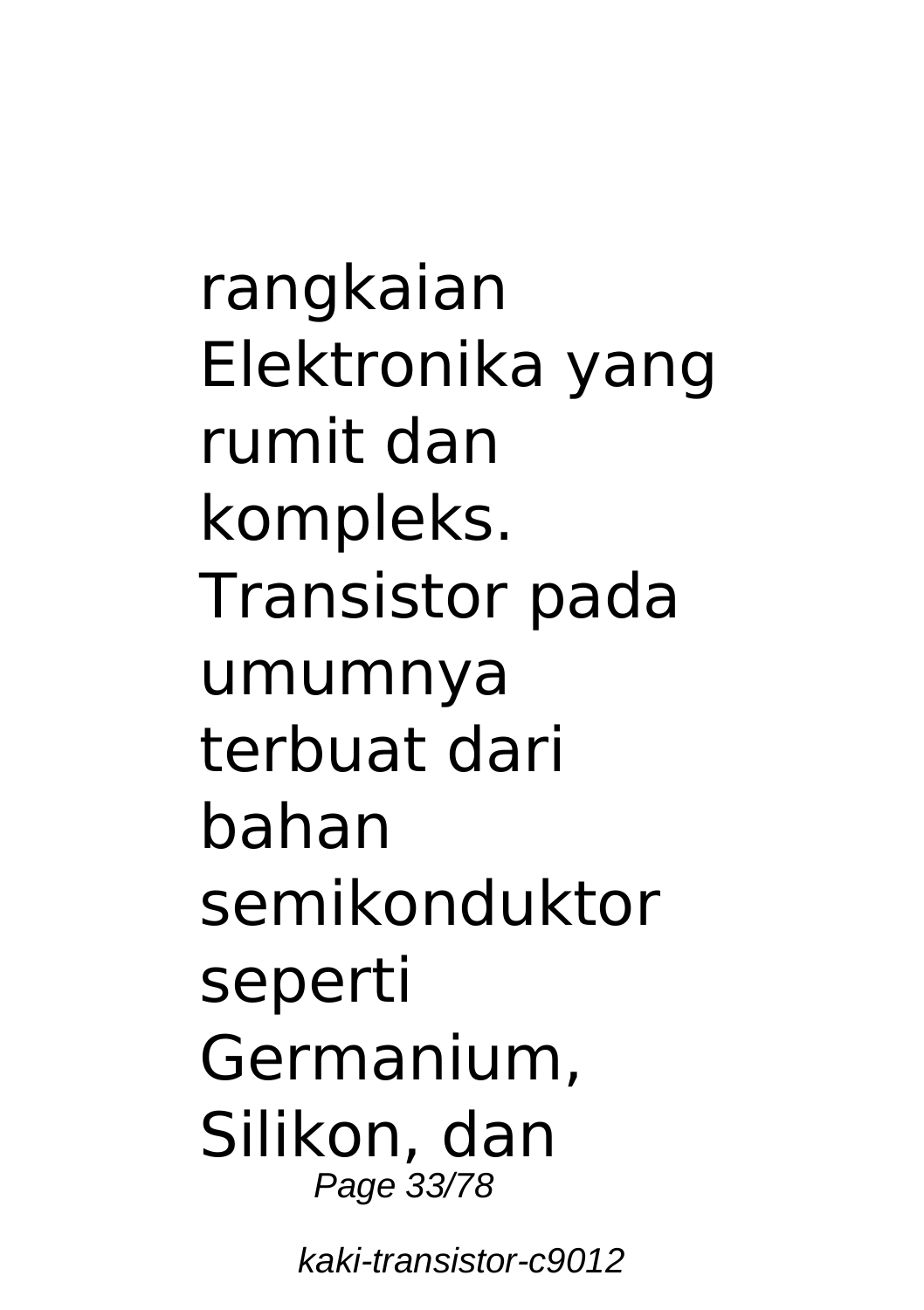rangkaian Elektronika yang rumit dan kompleks. Transistor pada umumnya terbuat dari bahan semikonduktor seperti Germanium, Silikon, dan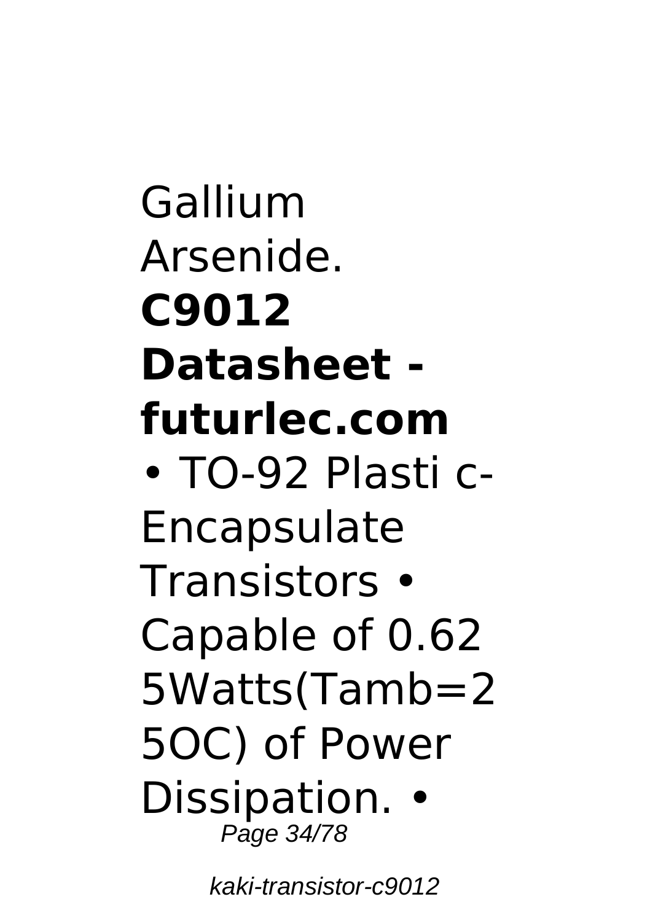Gallium Arsenide.

**C9012 Datasheet - futurlec.com**

• TO-92 Plasti c-Encapsulate Transistors • Capable of 0.62 5Watts(Tamb=2 5OC) of Power Dissipation. •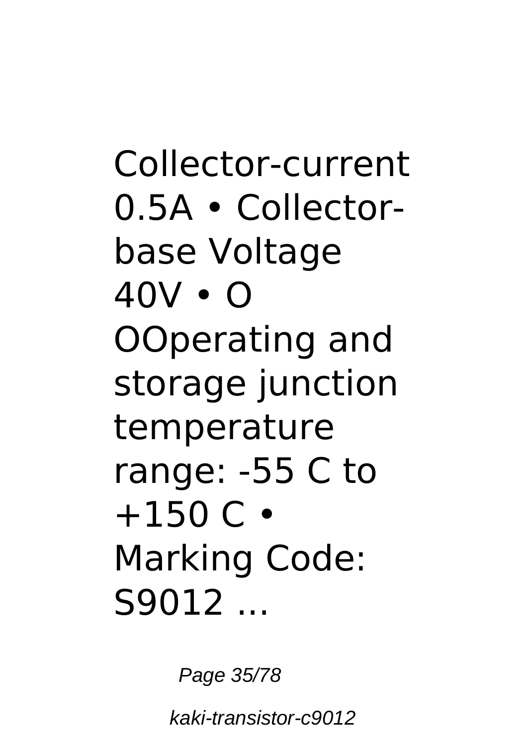Collector-current 0.5A • Collector-base Voltage 40V • O OOperating and storage junction temperature range: -55 C to +150 C • Marking Code: S9012 ...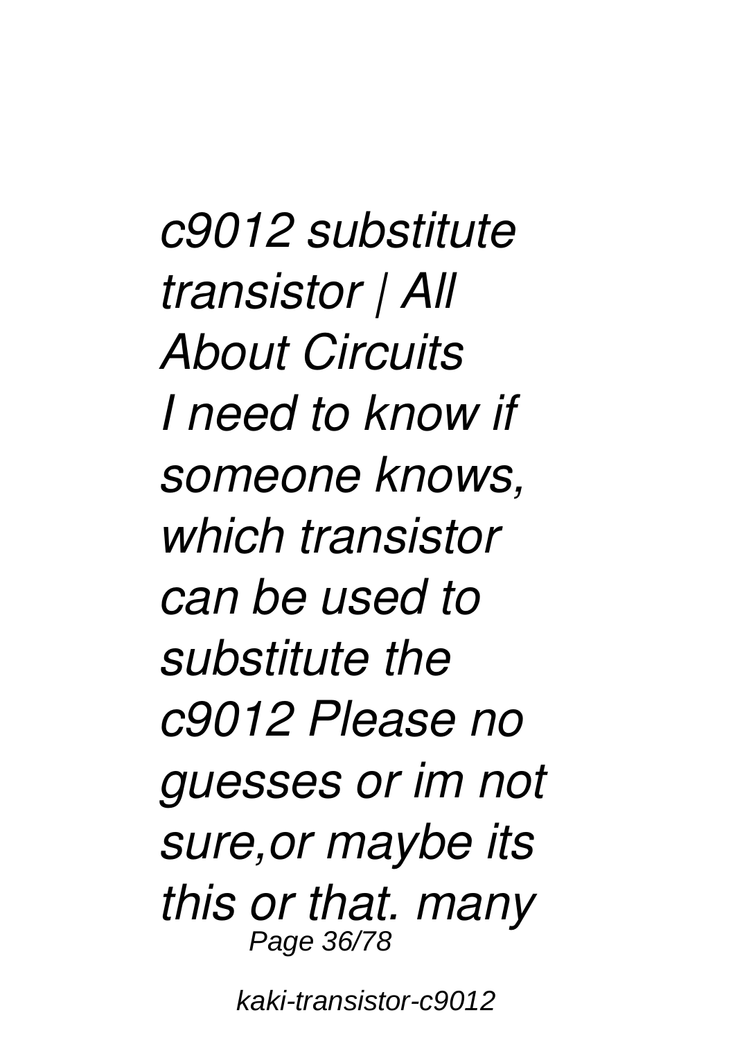*c9012 substitute transistor | All About Circuits*
*I need to know if someone knows, which transistor can be used to substitute the c9012 Please no guesses or im not sure,or maybe its this or that. many*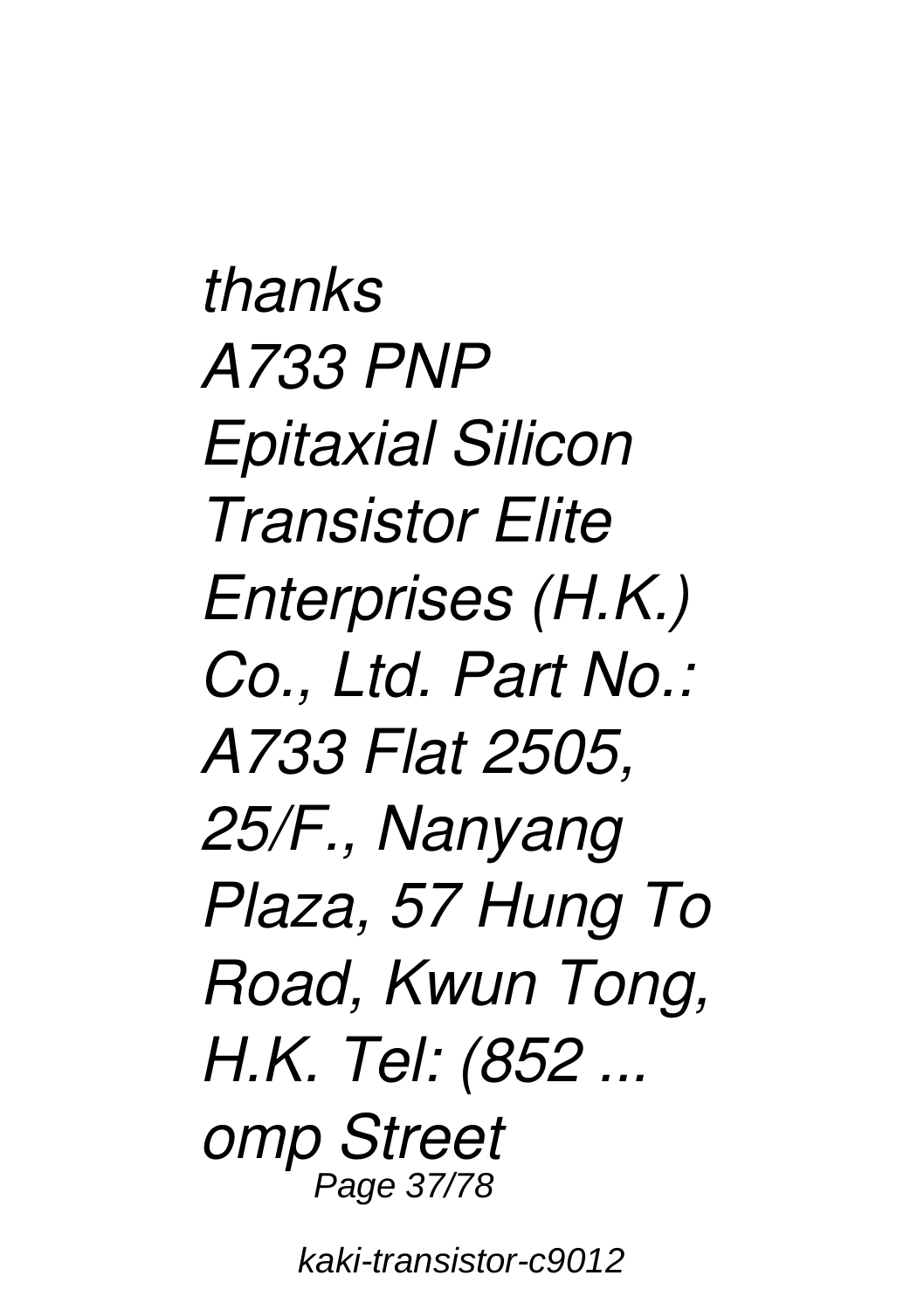*thanks*
*A733 PNP Epitaxial Silicon Transistor Elite Enterprises (H.K.) Co., Ltd. Part No.: A733 Flat 2505, 25/F., Nanyang Plaza, 57 Hung To Road, Kwun Tong, H.K. Tel: (852 ...*
*omp Street*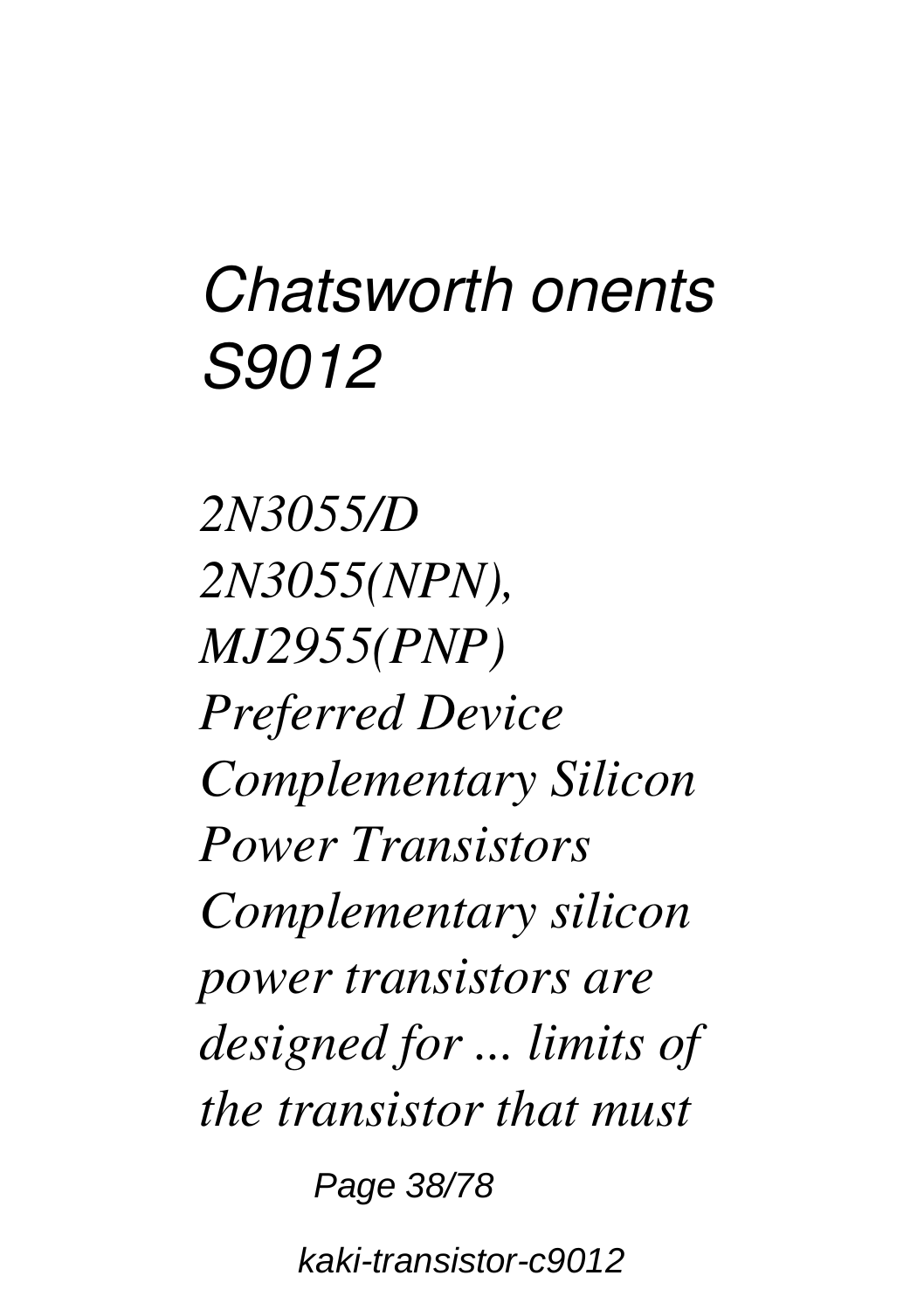## *Chatsworth onents S9012*

*2N3055/D 2N3055(NPN), MJ2955(PNP) Preferred Device Complementary Silicon Power Transistors Complementary silicon power transistors are designed for ... limits of the transistor that must*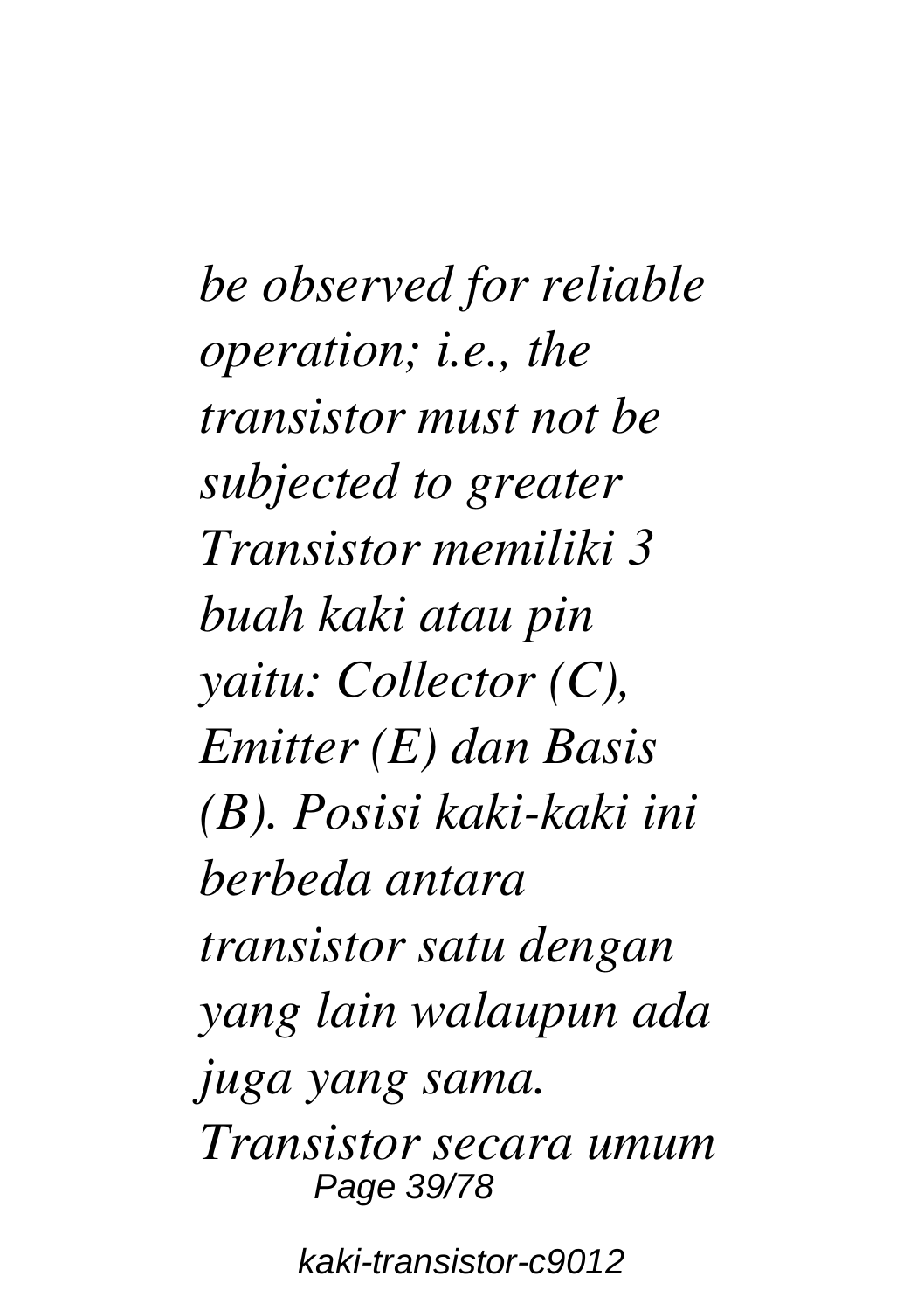*be observed for reliable operation; i.e., the transistor must not be subjected to greater Transistor memiliki 3 buah kaki atau pin yaitu: Collector (C), Emitter (E) dan Basis (B). Posisi kaki-kaki ini berbeda antara transistor satu dengan yang lain walaupun ada juga yang sama. Transistor secara umum*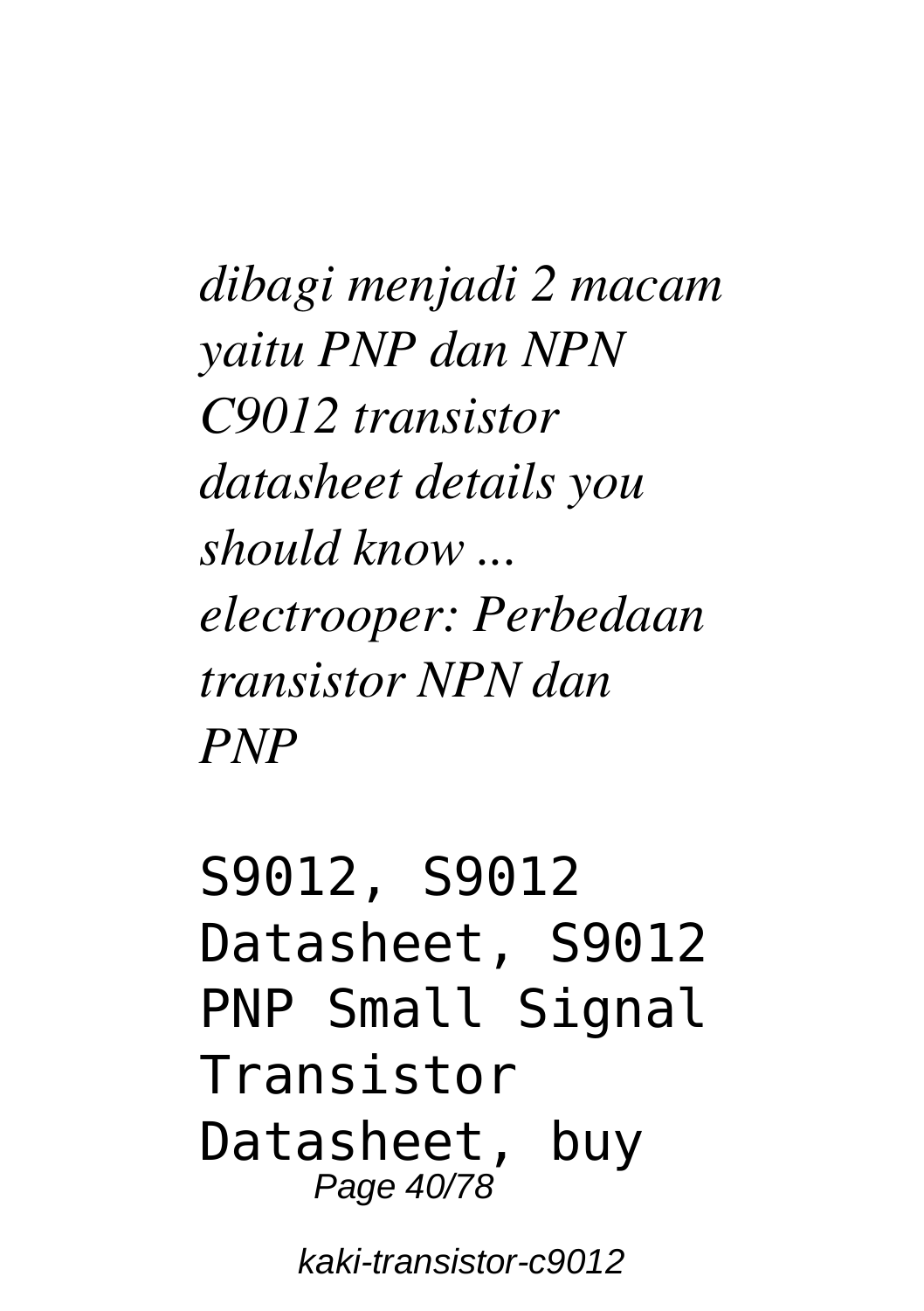*dibagi menjadi 2 macam yaitu PNP dan NPN C9012 transistor datasheet details you should know ... electrooper: Perbedaan transistor NPN dan PNP*

```
S9012, S9012
Datasheet, S9012
PNP Small Signal
Transistor
Datasheet, buy
```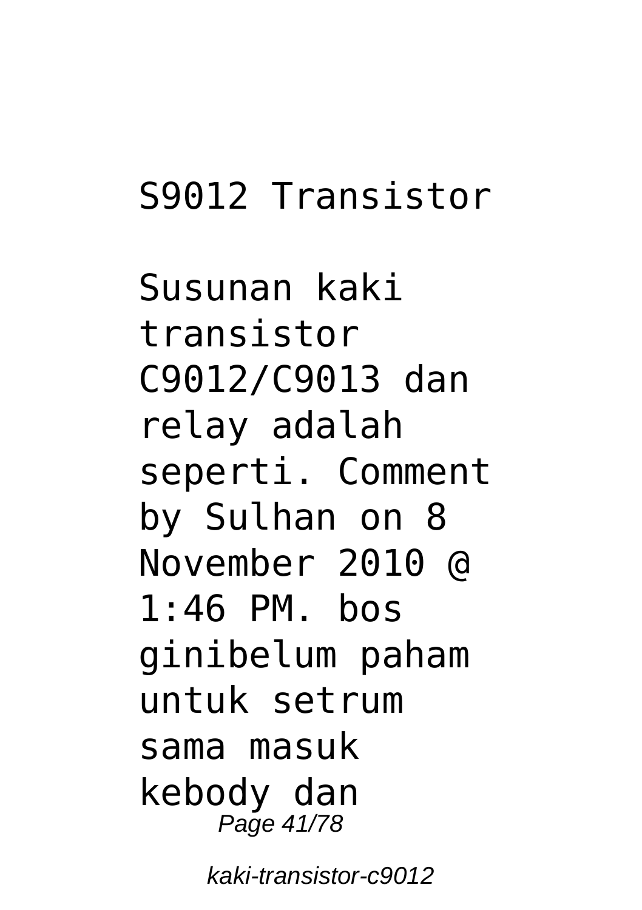## S9012 Transistor

Susunan kaki transistor C9012/C9013 dan relay adalah seperti. Comment by Sulhan on 8 November 2010 @ 1:46 PM. bos ginibelum paham untuk setrum sama masuk kebody dan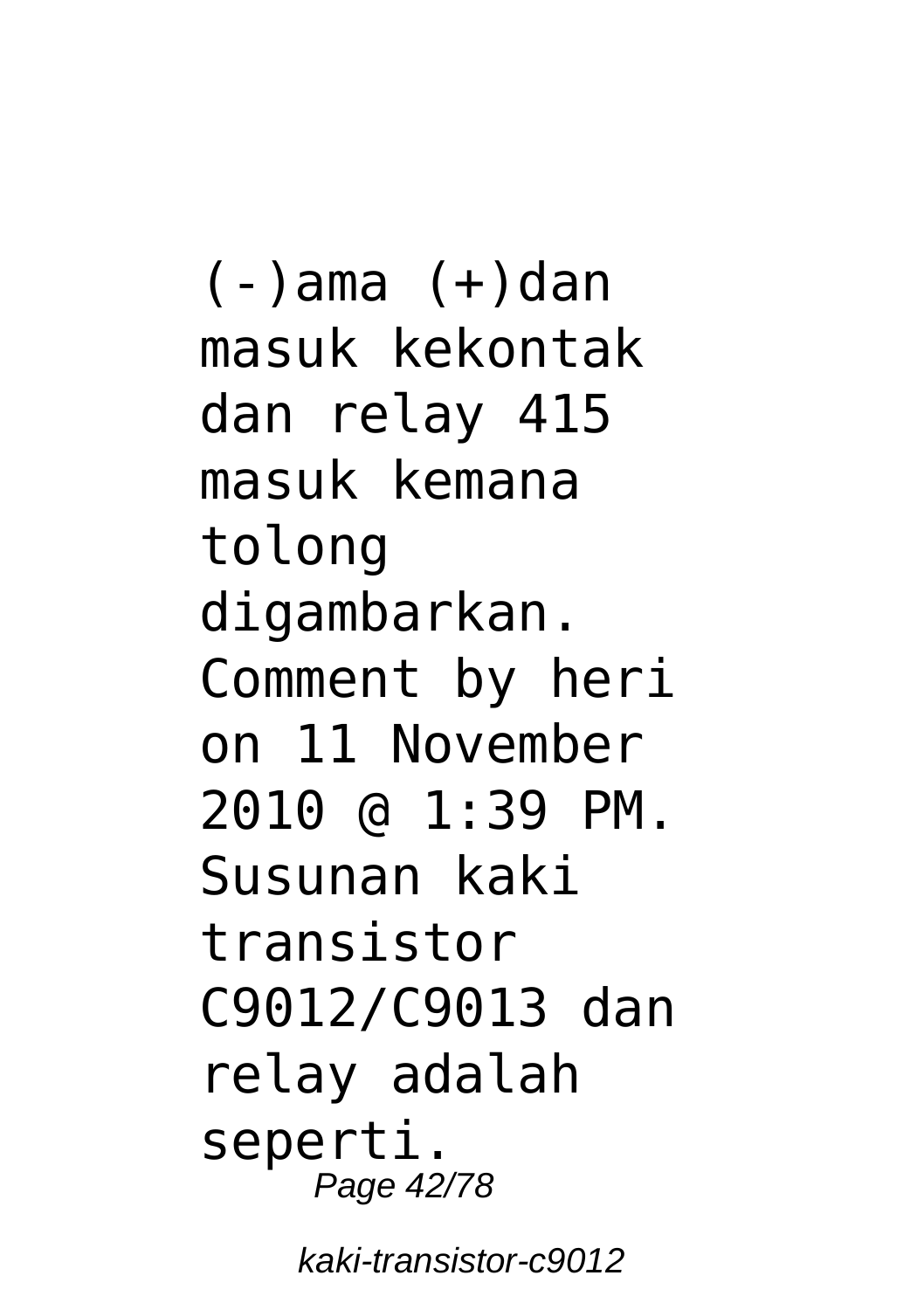(-)ama (+)dan masuk kekontak dan relay 415 masuk kemana tolong digambarkan. Comment by heri on 11 November 2010 @ 1:39 PM. Susunan kaki transistor C9012/C9013 dan relay adalah seperti.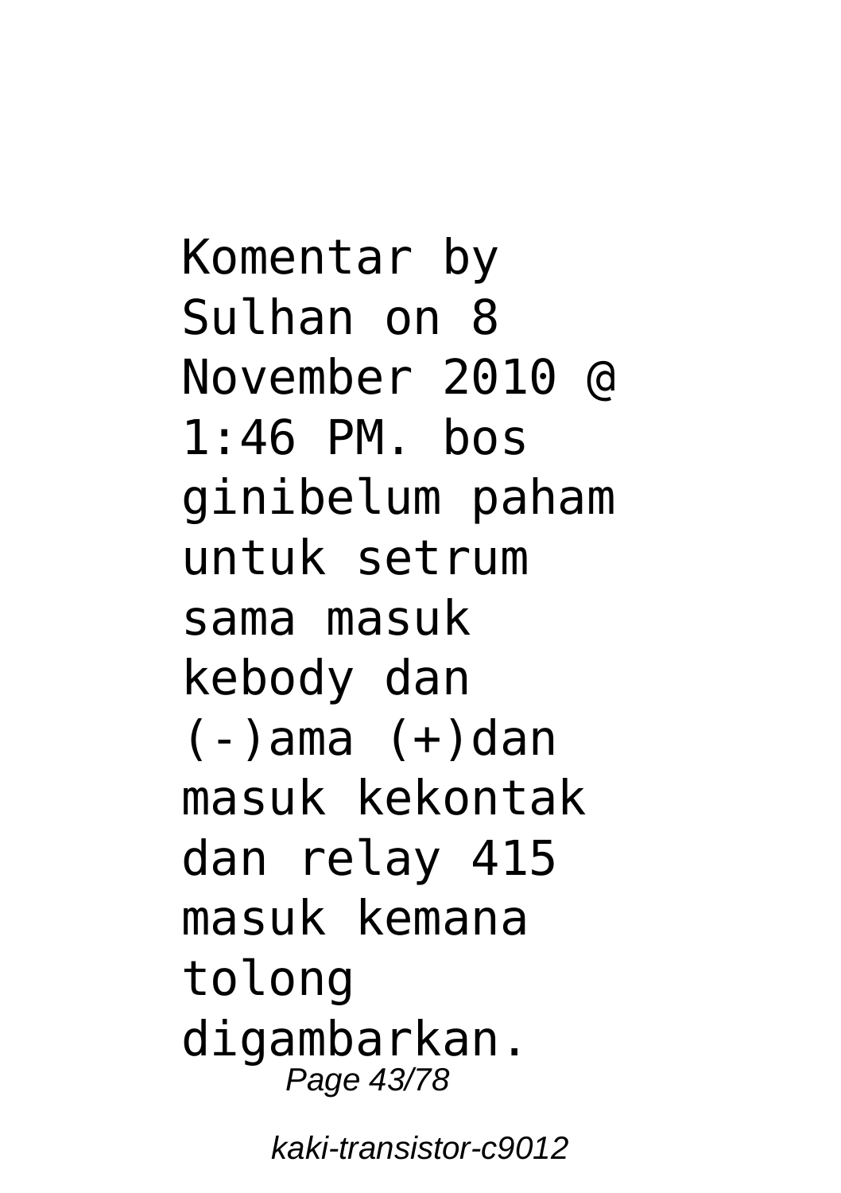Komentar by Sulhan on 8 November 2010 @ 1:46 PM. bos ginibelum paham untuk setrum sama masuk kebody dan (-)ama (+)dan masuk kekontak dan relay 415 masuk kemana tolong digambarkan.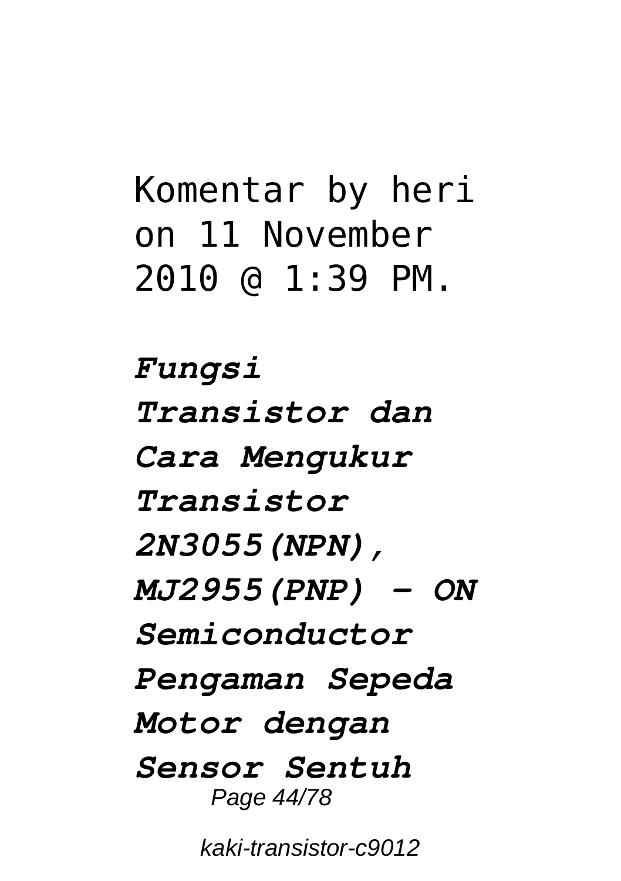Komentar by heri on 11 November 2010 @ 1:39 PM.

***Fungsi Transistor dan Cara Mengukur Transistor 2N3055(NPN), MJ2955(PNP) - ON Semiconductor Pengaman Sepeda Motor dengan Sensor Sentuh***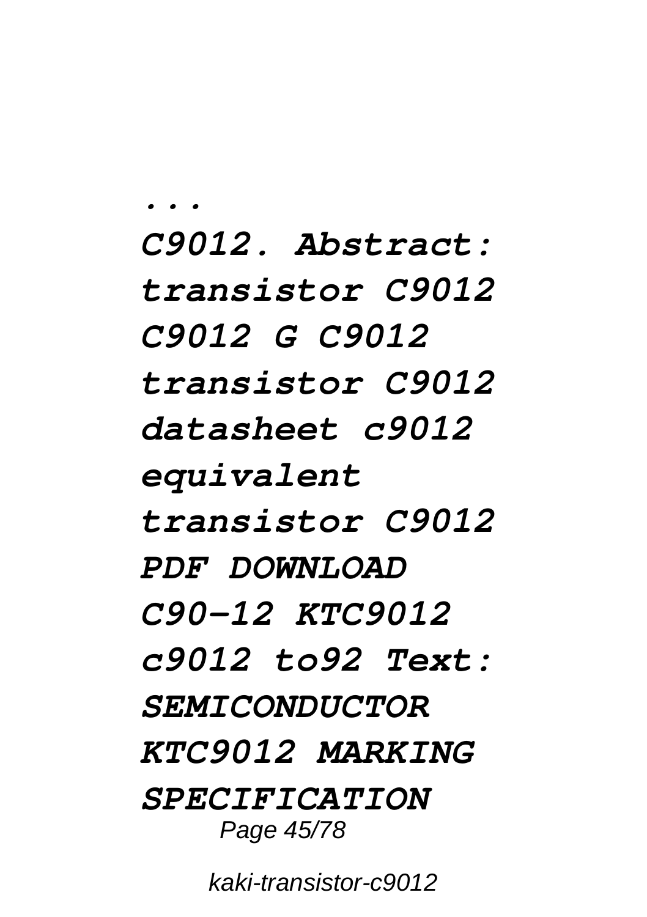*...*
*C9012. Abstract: transistor C9012 C9012 G C9012 transistor C9012 datasheet c9012 equivalent transistor C9012 PDF DOWNLOAD C90-12 KTC9012 c9012 to92 Text: SEMICONDUCTOR KTC9012 MARKING SPECIFICATION*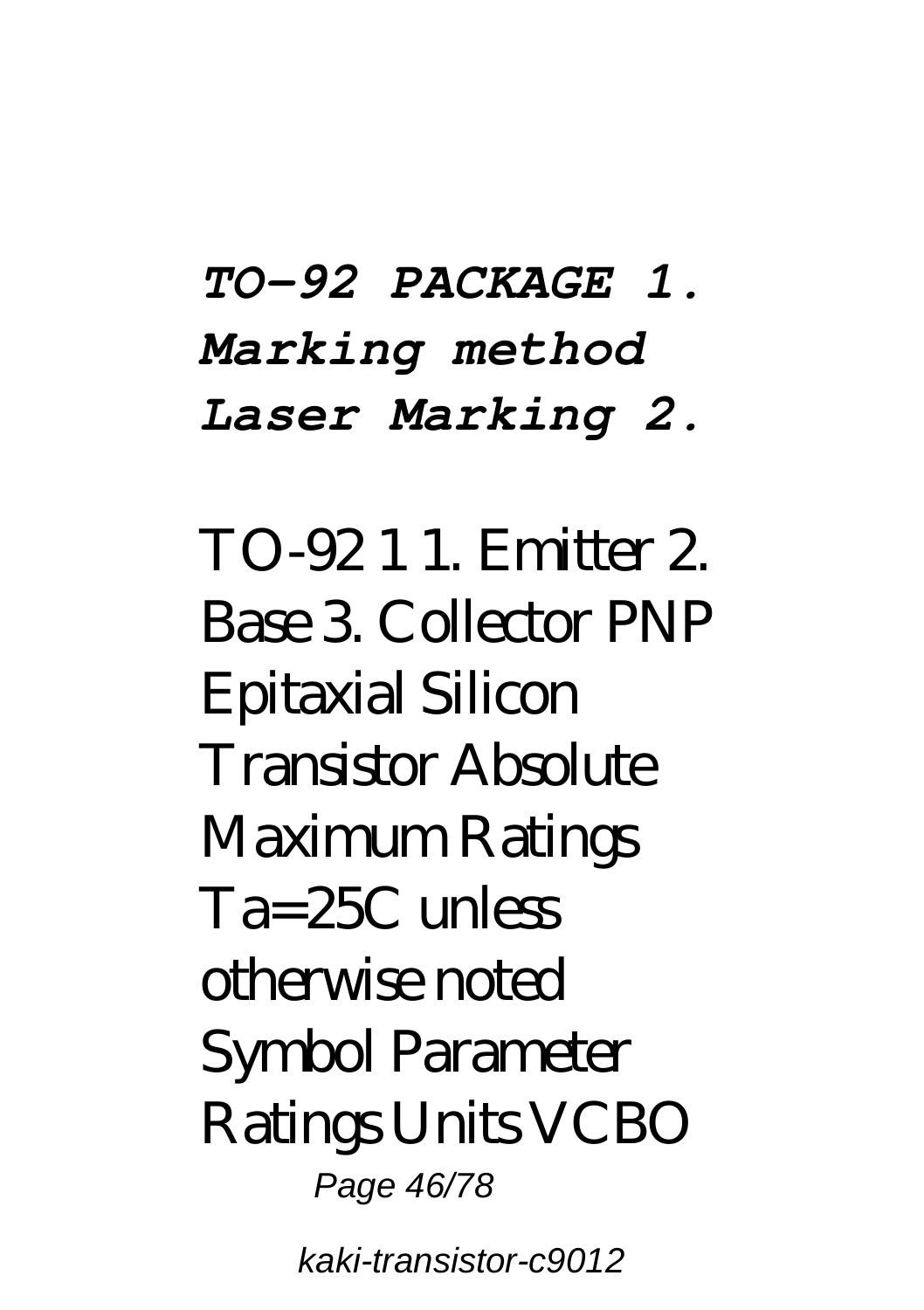***TO-92 PACKAGE 1. Marking method Laser Marking 2.***

TO-92 1 1. Emitter 2. Base 3. Collector PNP Epitaxial Silicon Transistor Absolute Maximum Ratings Ta=25C unless otherwise noted Symbol Parameter Ratings Units VCBO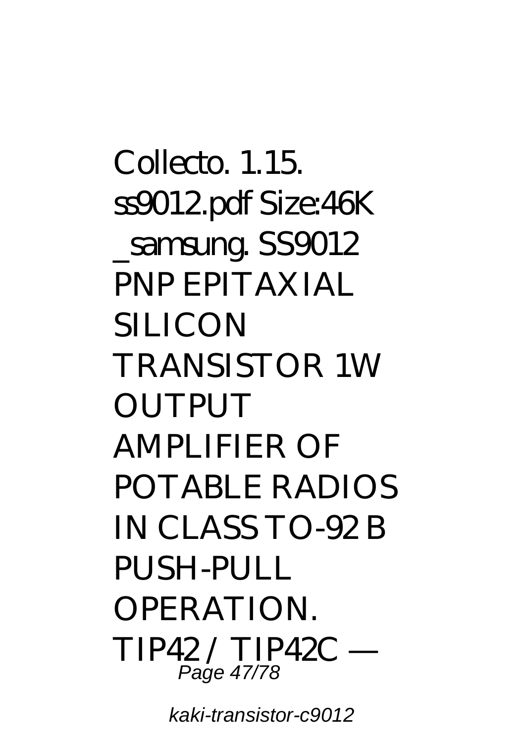Collecto. 1.15. ss9012.pdf Size:46K _samsung. SS9012 PNP EPITAXIAL SILICON TRANSISTOR 1W OUTPUT AMPLIFIER OF POTABLE RADIOS IN CLASS TO-92 B PUSH-PULL OPERATION. TIP42 / TIP42C —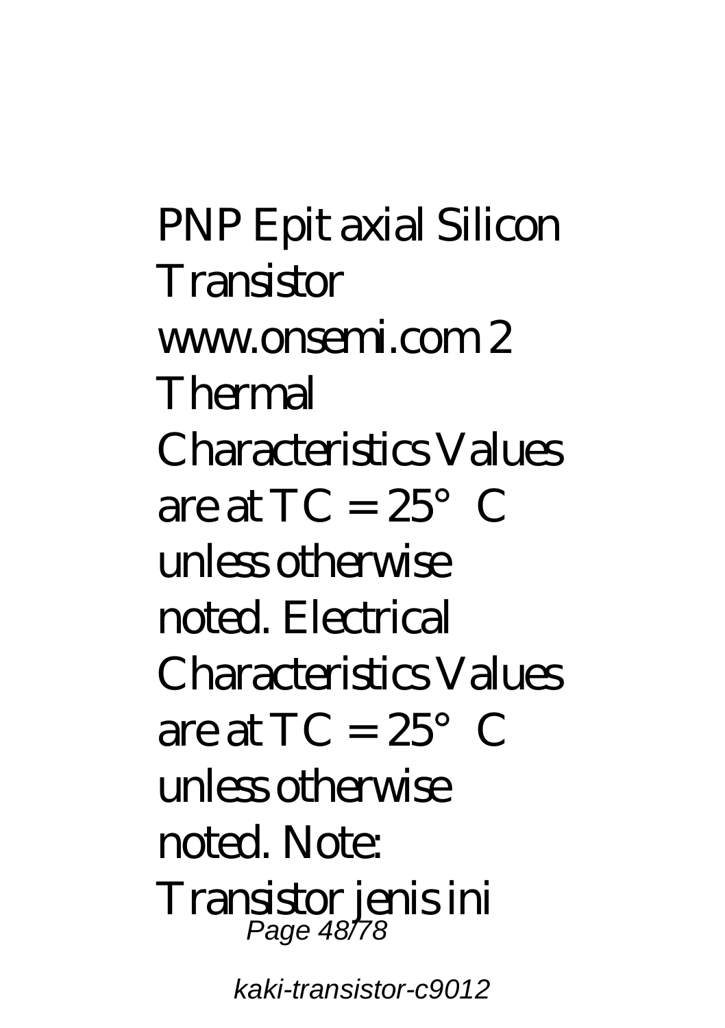PNP Epit axial Silicon Transistor www.onsemi.com 2 Thermal Characteristics Values are at TC = 25°C unless otherwise noted. Electrical Characteristics Values are at TC = 25°C unless otherwise noted. Note: Transistor jenis ini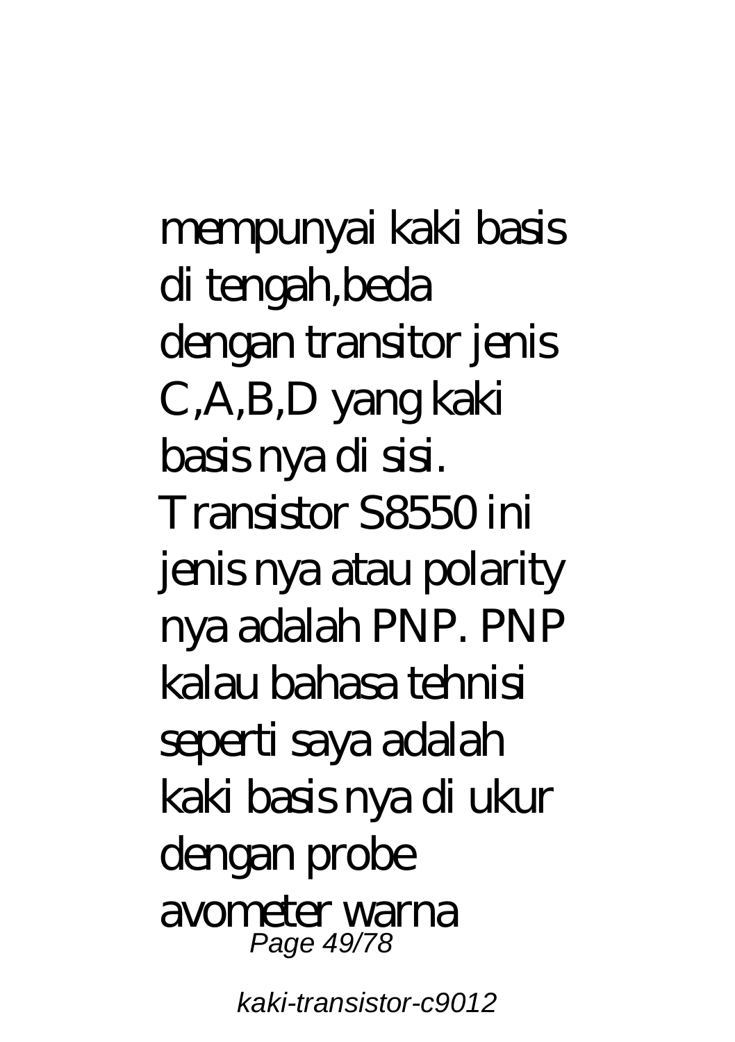mempunyai kaki basis di tengah,beda dengan transitor jenis C,A,B,D yang kaki basis nya di sisi. Transistor S8550 ini jenis nya atau polarity nya adalah PNP. PNP kalau bahasa tehnisi seperti saya adalah kaki basis nya di ukur dengan probe avometer warna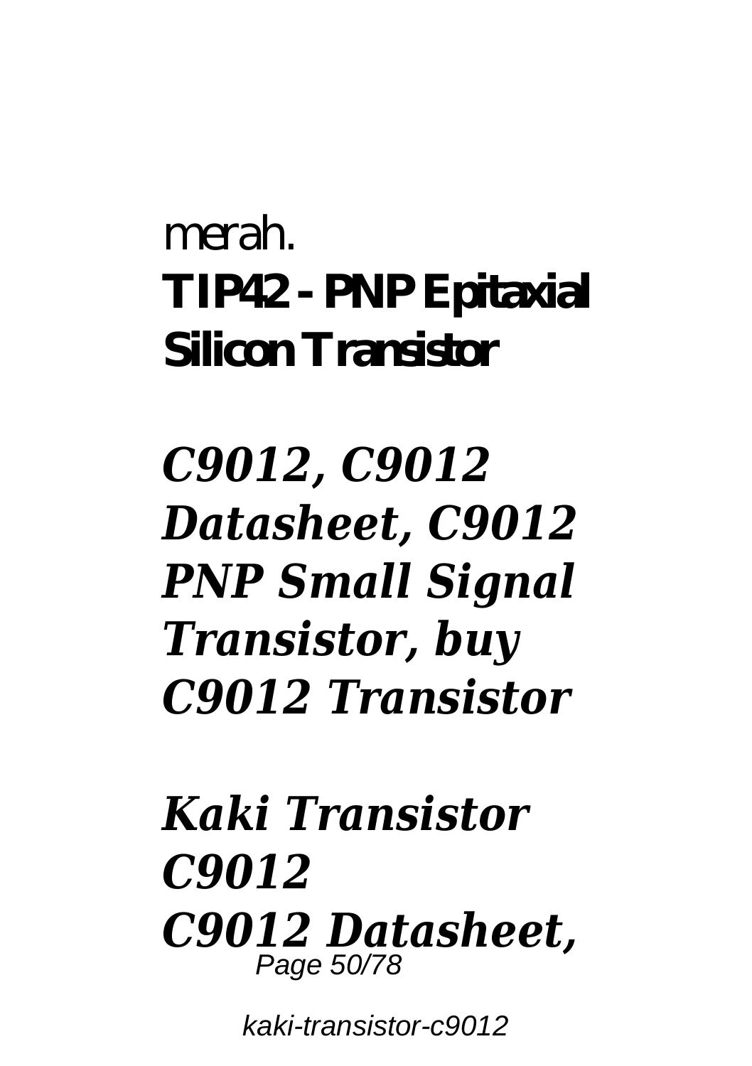merah.

**TIP42 - PNP Epitaxial Silicon Transistor**

## *C9012, C9012 Datasheet, C9012 PNP Small Signal Transistor, buy C9012 Transistor*

## *Kaki Transistor C9012*

## *C9012 Datasheet,*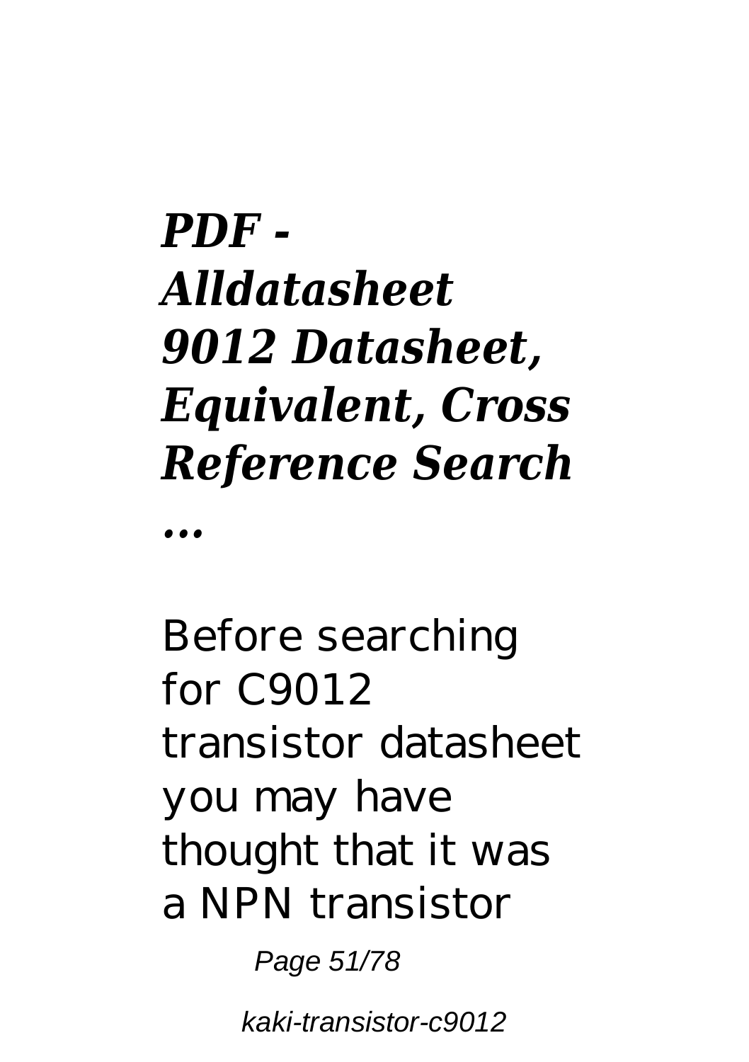## *PDF - Alldatasheet 9012 Datasheet, Equivalent, Cross Reference Search ...*

Before searching for C9012 transistor datasheet you may have thought that it was a NPN transistor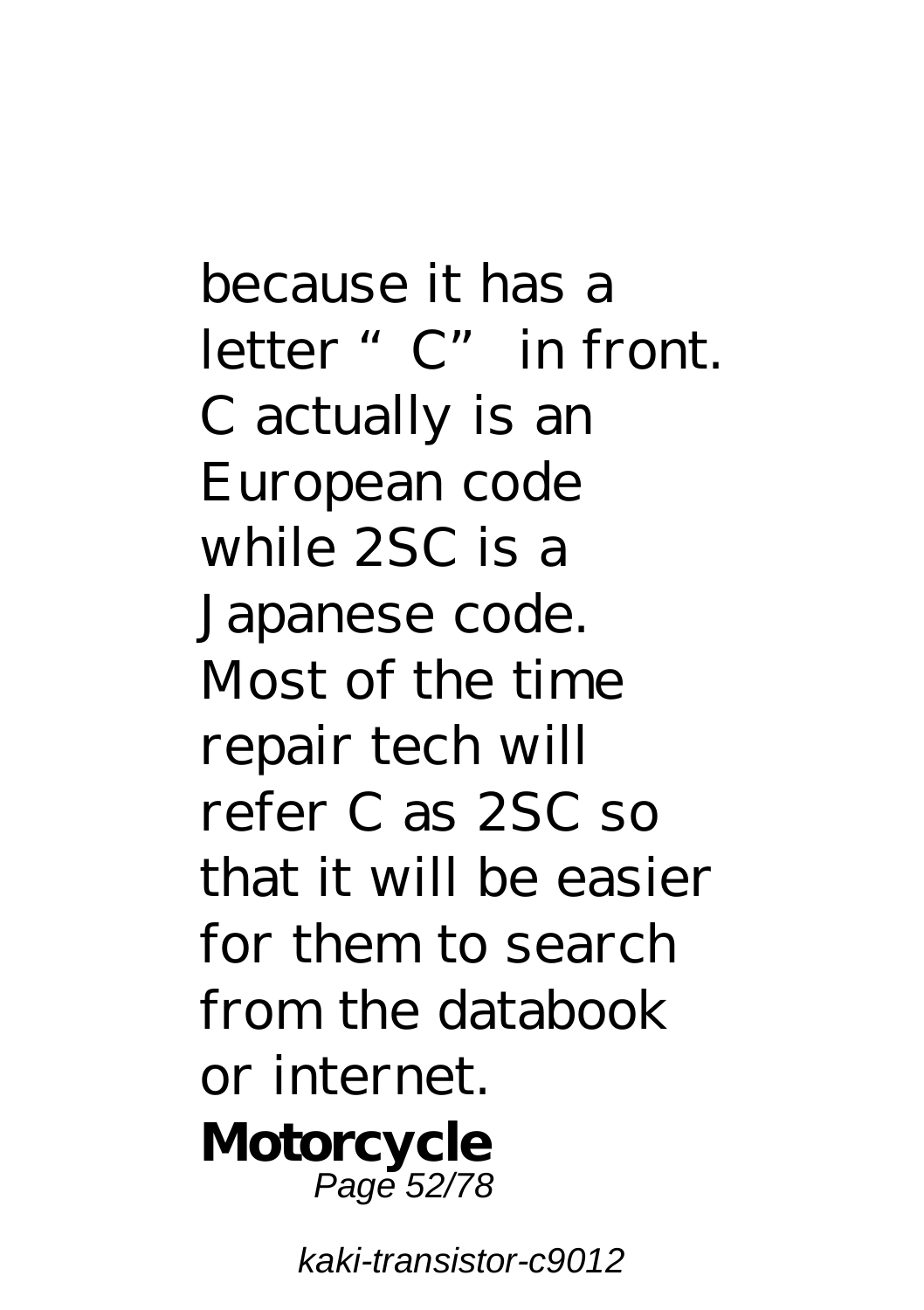because it has a letter "C" in front. C actually is an European code while 2SC is a Japanese code. Most of the time repair tech will refer C as 2SC so that it will be easier for them to search from the databook or internet.

**Motorcycle**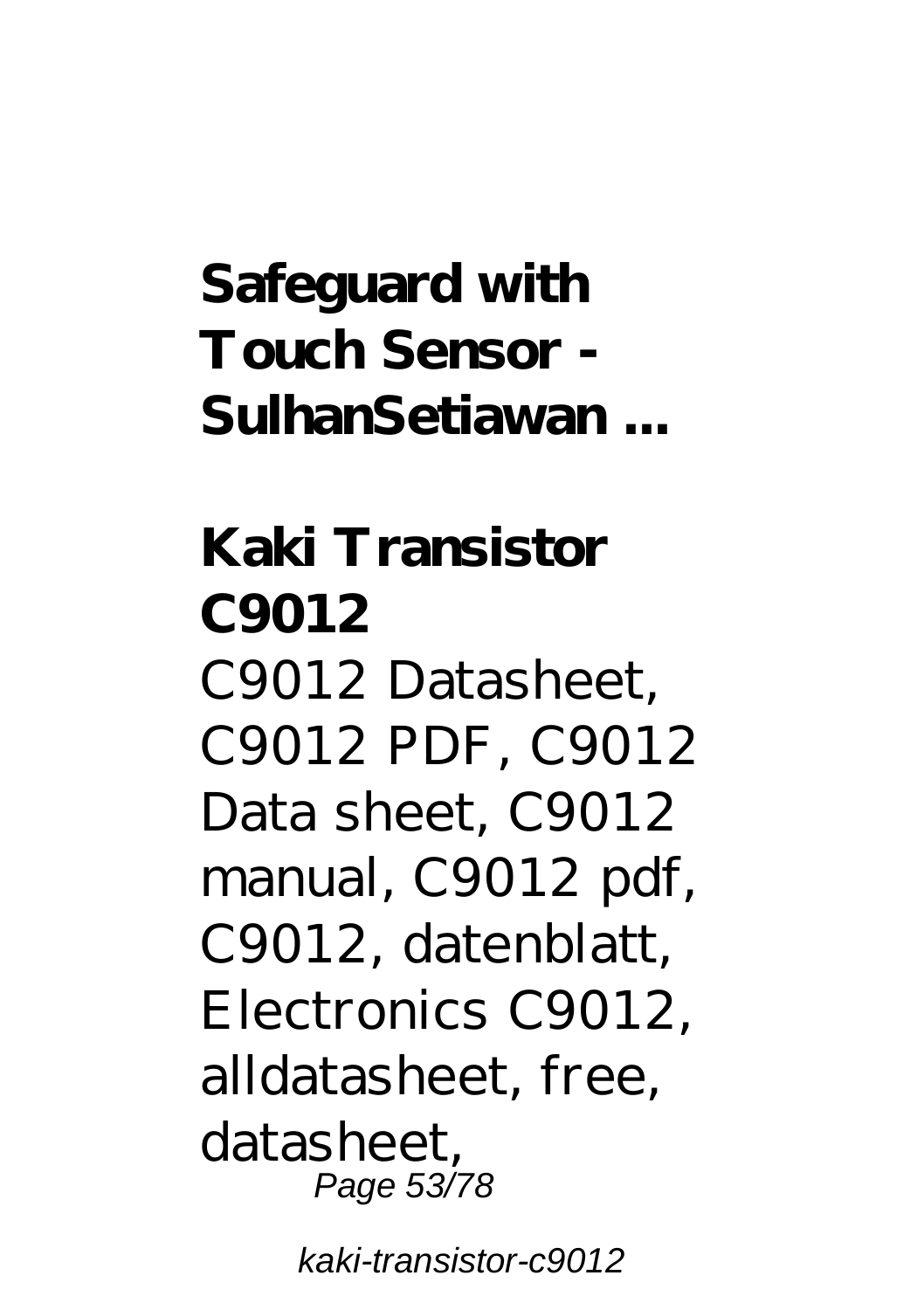## Safeguard with Touch Sensor - SulhanSetiawan ...

## Kaki Transistor C9012

C9012 Datasheet, C9012 PDF, C9012 Data sheet, C9012 manual, C9012 pdf, C9012, datenblatt, Electronics C9012, alldatasheet, free, datasheet,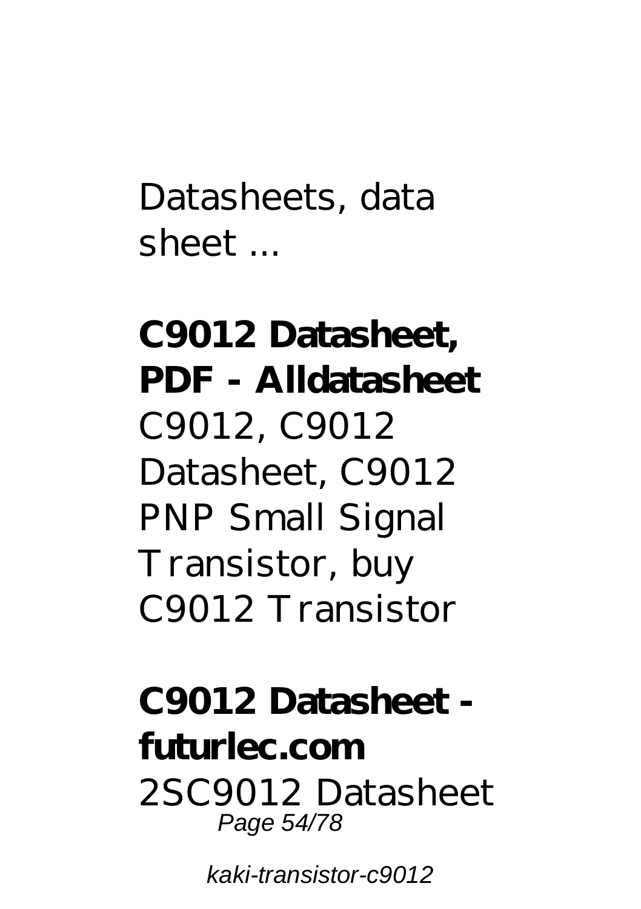Datasheets, data sheet ...

**C9012 Datasheet, PDF - Alldatasheet**

C9012, C9012 Datasheet, C9012 PNP Small Signal Transistor, buy C9012 Transistor

**C9012 Datasheet - futurlec.com**

2SC9012 Datasheet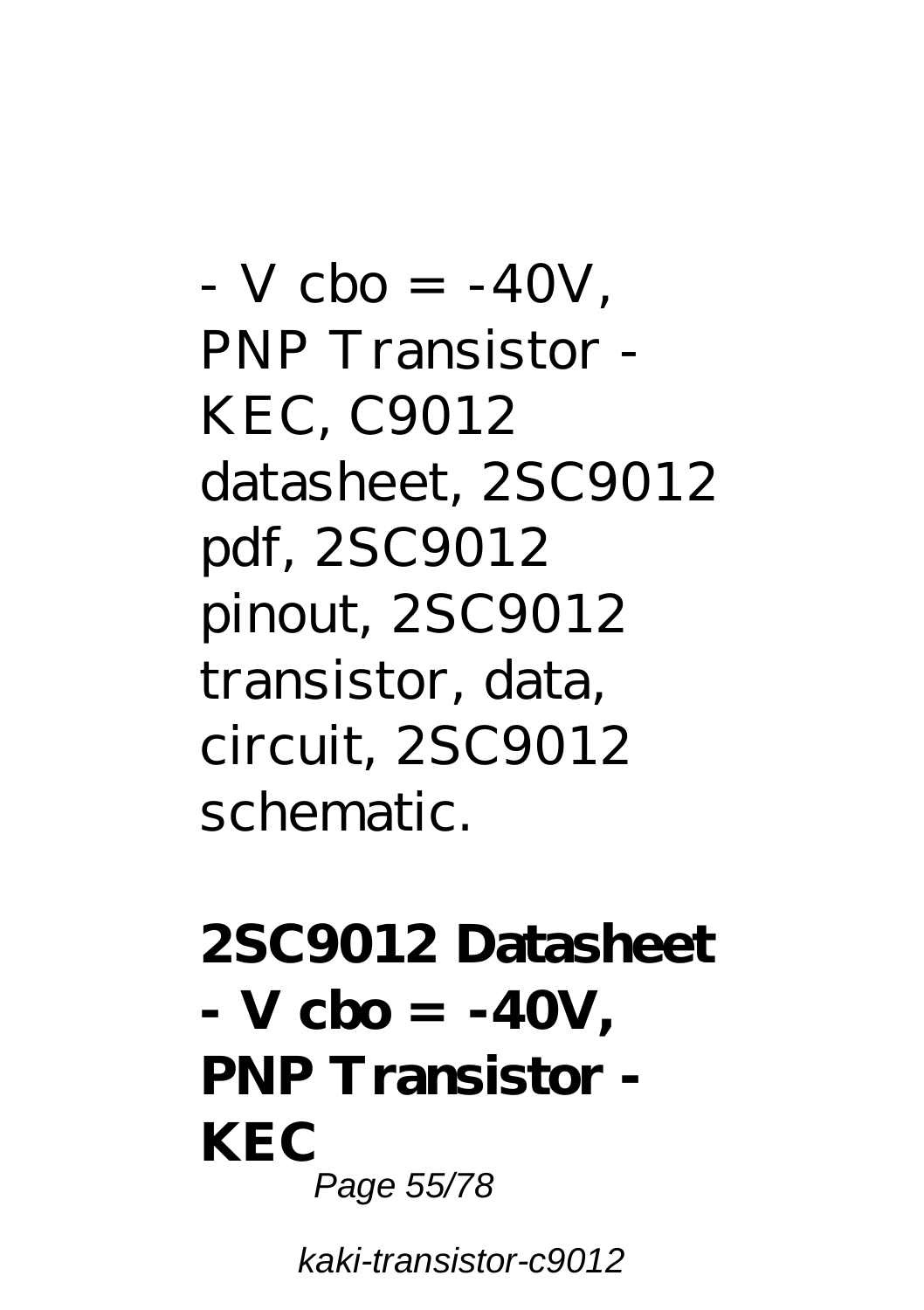- V cbo = -40V, PNP Transistor - KEC, C9012 datasheet, 2SC9012 pdf, 2SC9012 pinout, 2SC9012 transistor, data, circuit, 2SC9012 schematic.

**2SC9012 Datasheet - V cbo = -40V, PNP Transistor - KEC**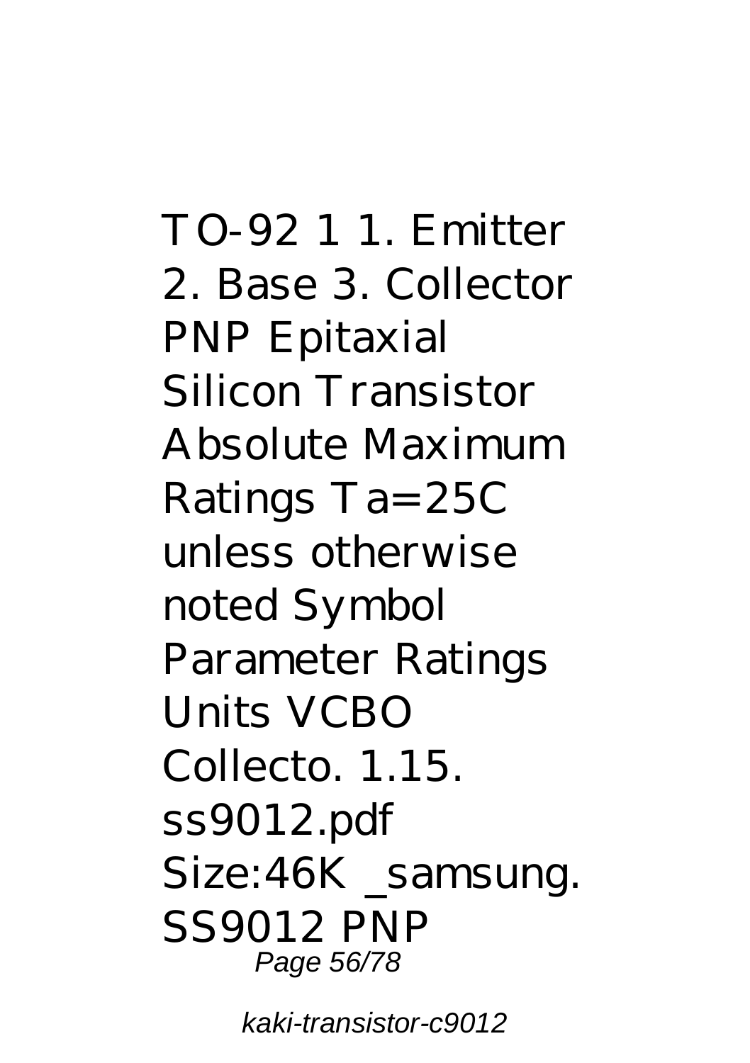TO-92 1 1. Emitter 2. Base 3. Collector PNP Epitaxial Silicon Transistor Absolute Maximum Ratings Ta=25C unless otherwise noted Symbol Parameter Ratings Units VCBO Collecto. 1.15. ss9012.pdf Size:46K _samsung. SS9012 PNP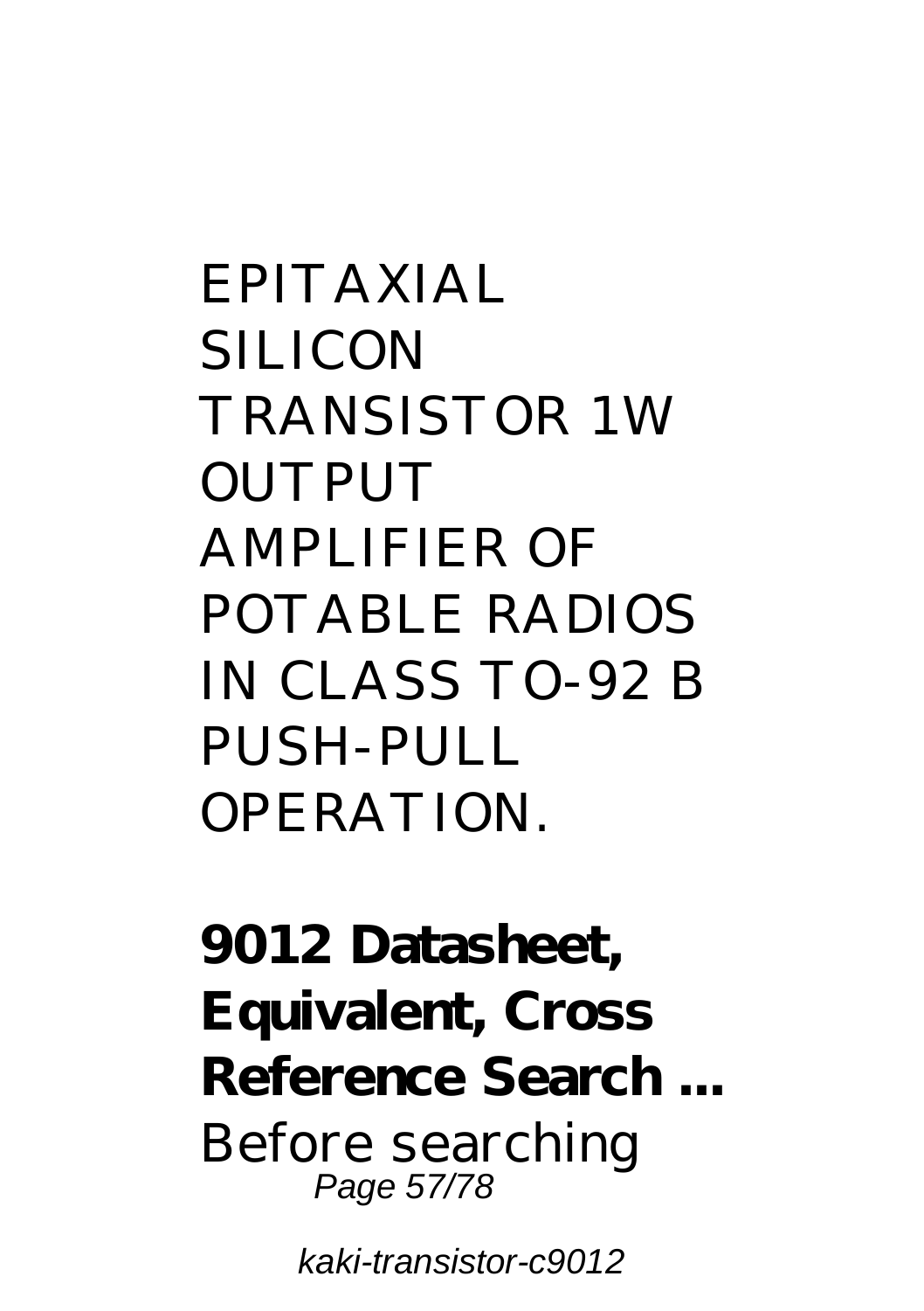EPITAXIAL SILICON TRANSISTOR 1W OUTPUT AMPLIFIER OF POTABLE RADIOS IN CLASS TO-92 B PUSH-PULL OPERATION.

**9012 Datasheet, Equivalent, Cross Reference Search ...**

Before searching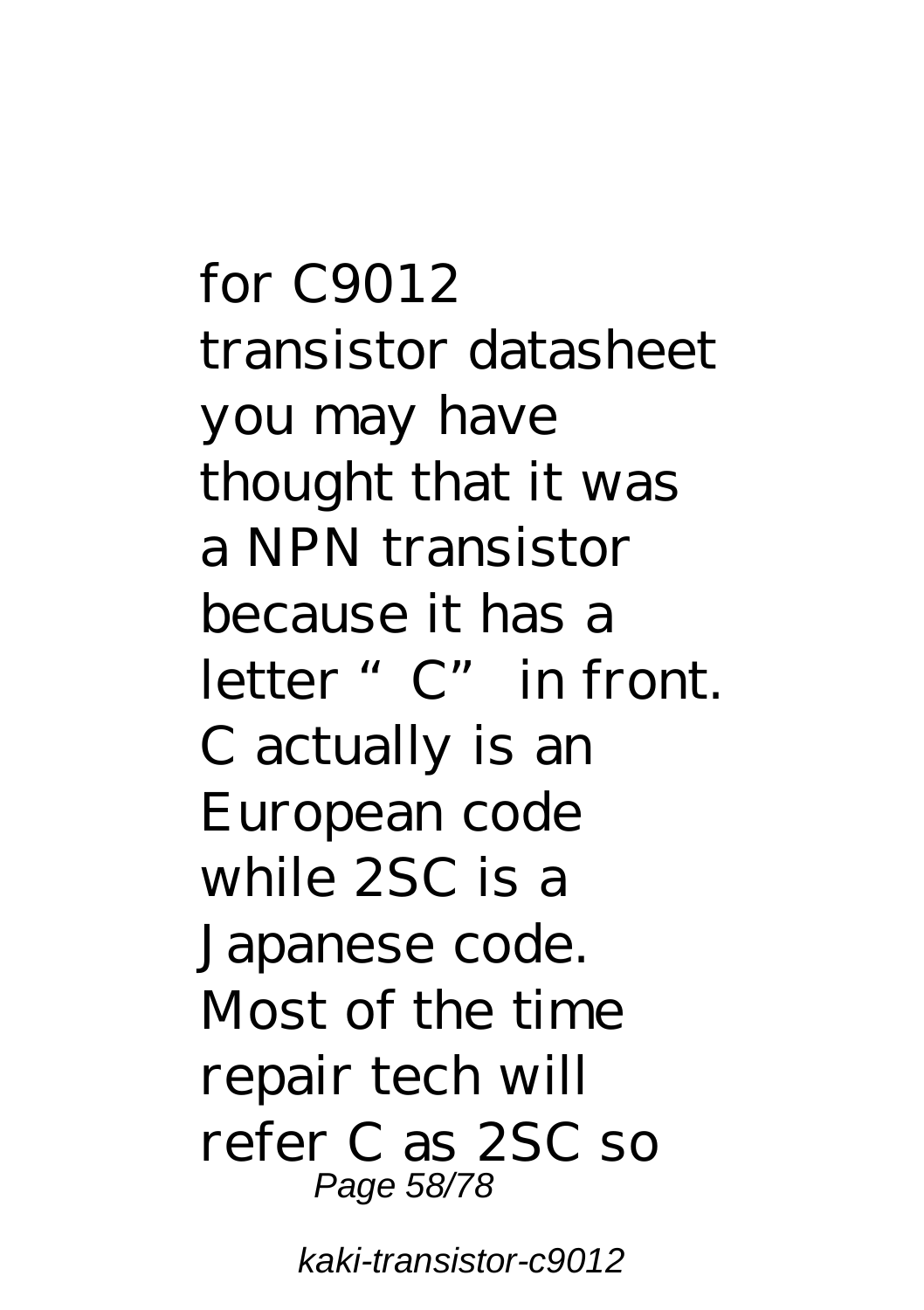for C9012 transistor datasheet you may have thought that it was a NPN transistor because it has a letter “C” in front. C actually is an European code while 2SC is a Japanese code. Most of the time repair tech will refer C as 2SC so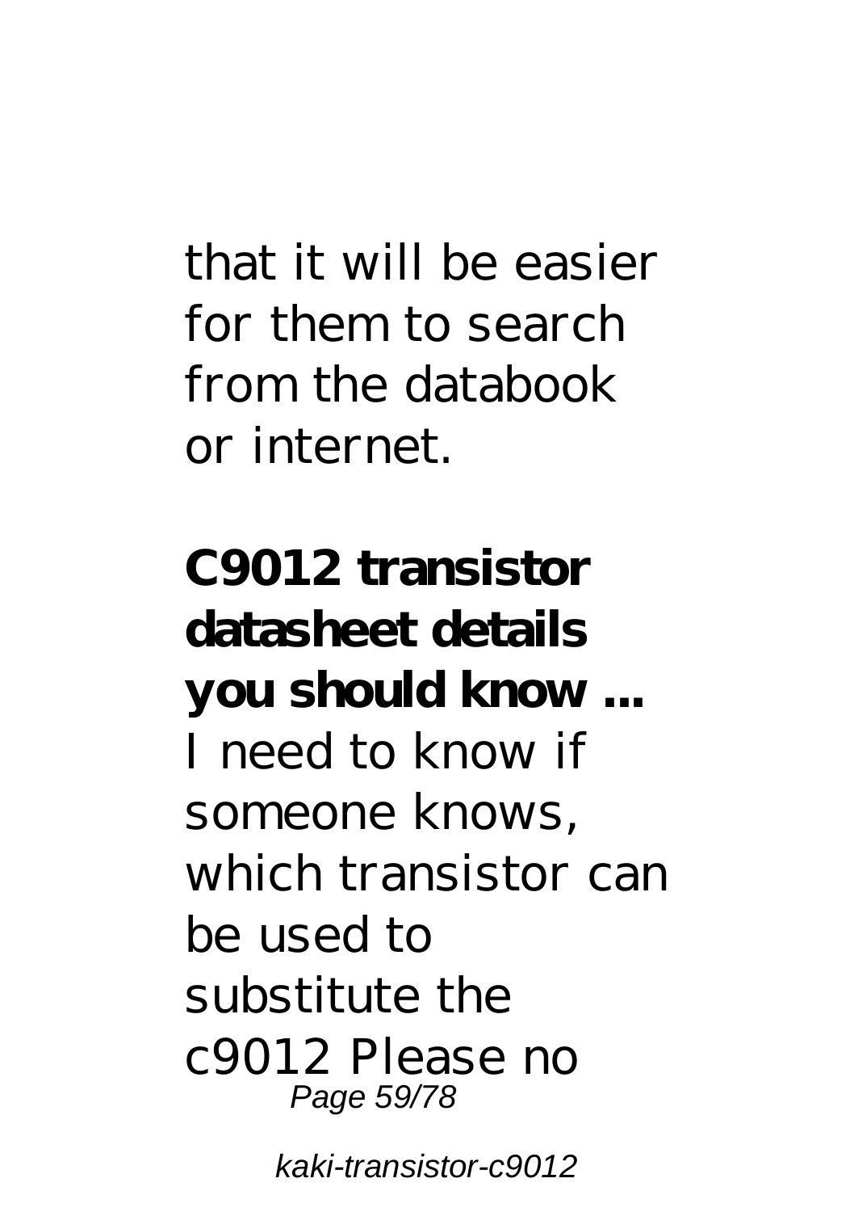that it will be easier for them to search from the databook or internet.

**C9012 transistor datasheet details you should know ...**
I need to know if someone knows, which transistor can be used to substitute the c9012 Please no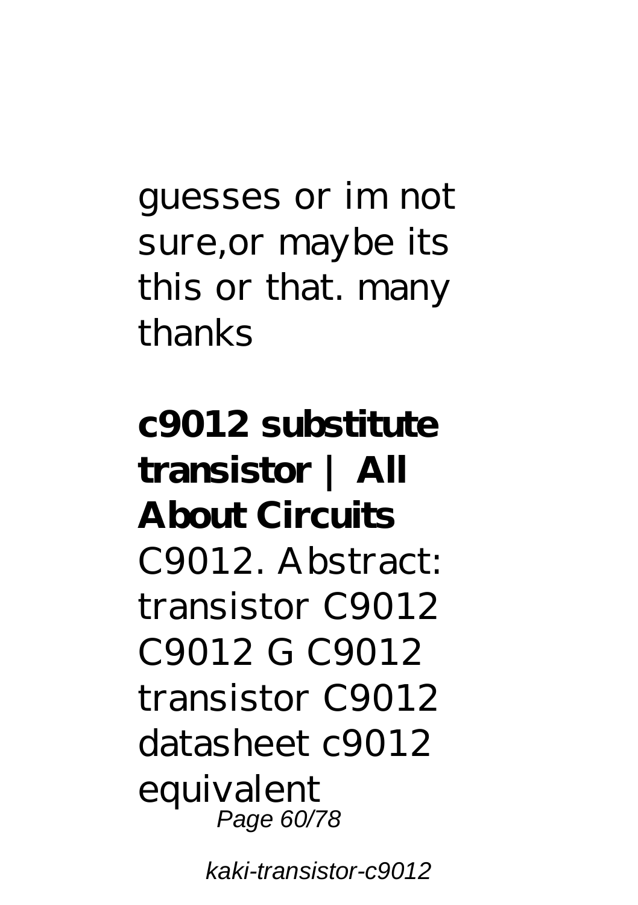guesses or im not sure,or maybe its this or that. many thanks

**c9012 substitute transistor | All About Circuits**
C9012. Abstract: transistor C9012 C9012 G C9012 transistor C9012 datasheet c9012 equivalent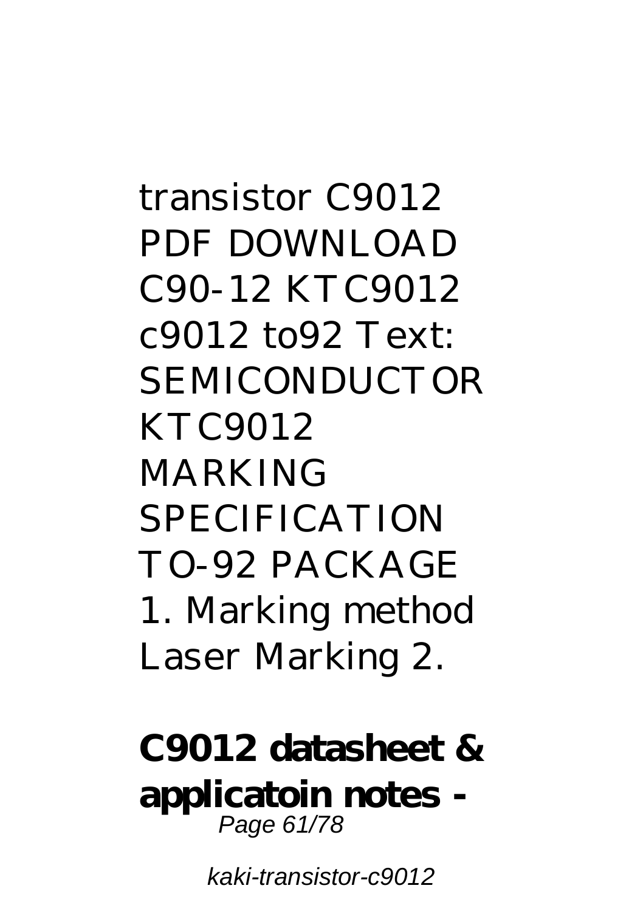transistor C9012 PDF DOWNLOAD C90-12 KTC9012 c9012 to92 Text: SEMICONDUCTOR KTC9012 MARKING SPECIFICATION TO-92 PACKAGE 1. Marking method Laser Marking 2.

**C9012 datasheet & applicatoin notes -**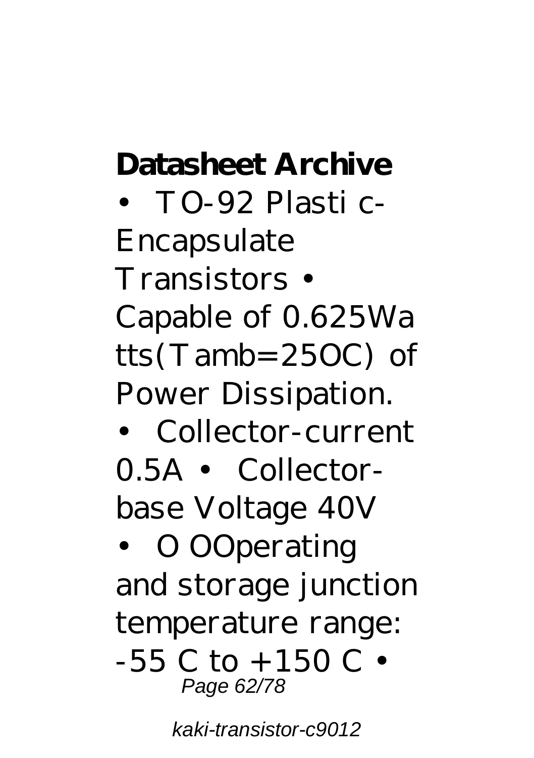**Datasheet Archive**

• TO-92 Plasti c-Encapsulate Transistors • Capable of 0.625Watts(Tamb=25OC) of Power Dissipation.

• Collector-current 0.5A • Collector-base Voltage 40V

• O OOperating and storage junction temperature range: -55 C to +150 C •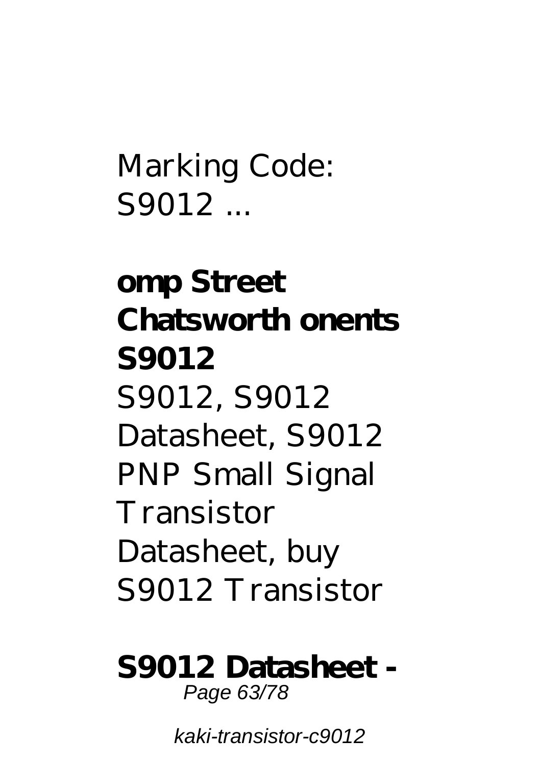Marking Code: S9012 ...

**omp Street Chatsworth onents S9012**

S9012, S9012 Datasheet, S9012 PNP Small Signal Transistor Datasheet, buy S9012 Transistor

**S9012 Datasheet -**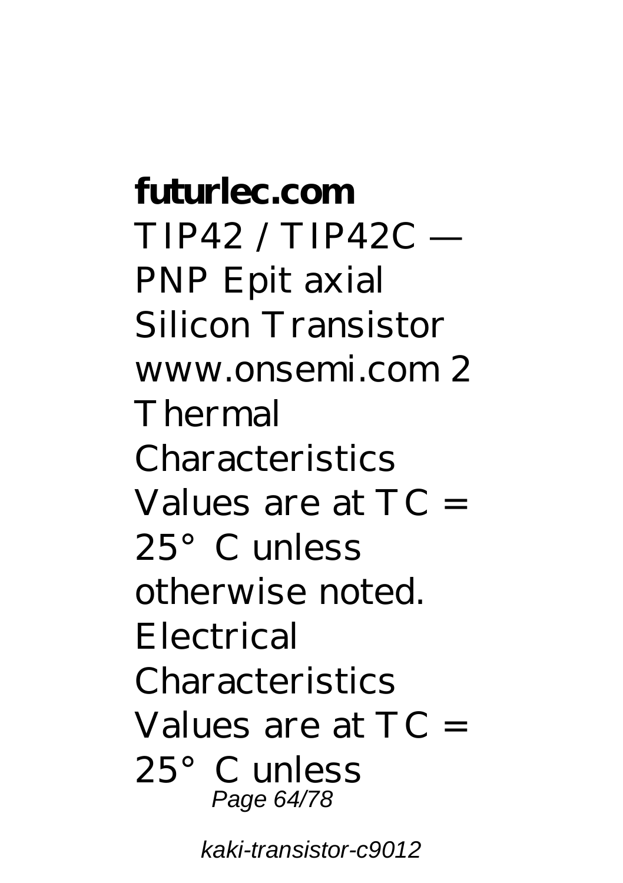**futurlec.com**

TIP42 / TIP42C — PNP Epit axial Silicon Transistor www.onsemi.com 2 Thermal Characteristics Values are at TC = 25°C unless otherwise noted. Electrical Characteristics Values are at TC = 25°C unless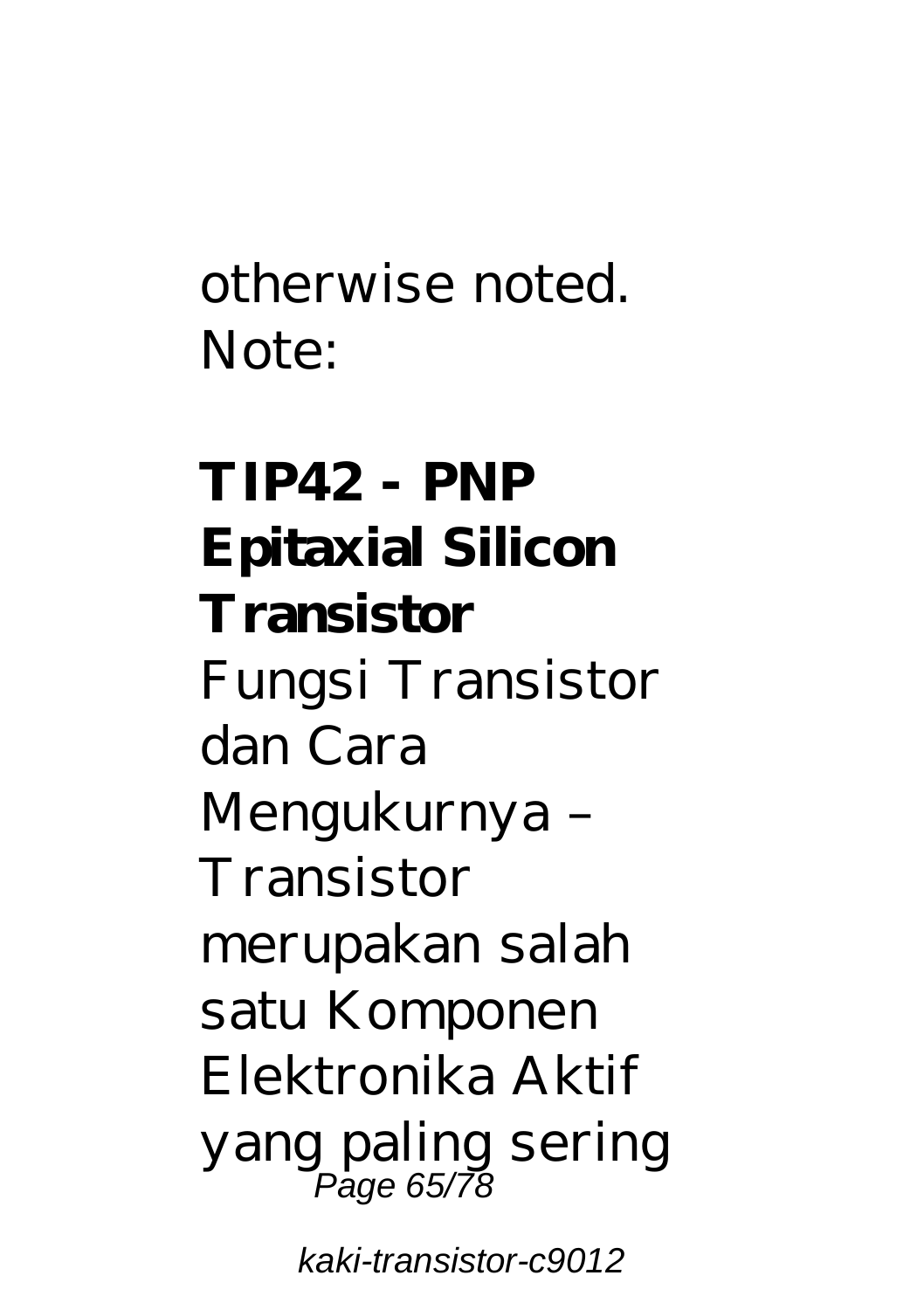otherwise noted. Note:

**TIP42 - PNP Epitaxial Silicon Transistor**

Fungsi Transistor dan Cara Mengukurnya – Transistor merupakan salah satu Komponen Elektronika Aktif yang paling sering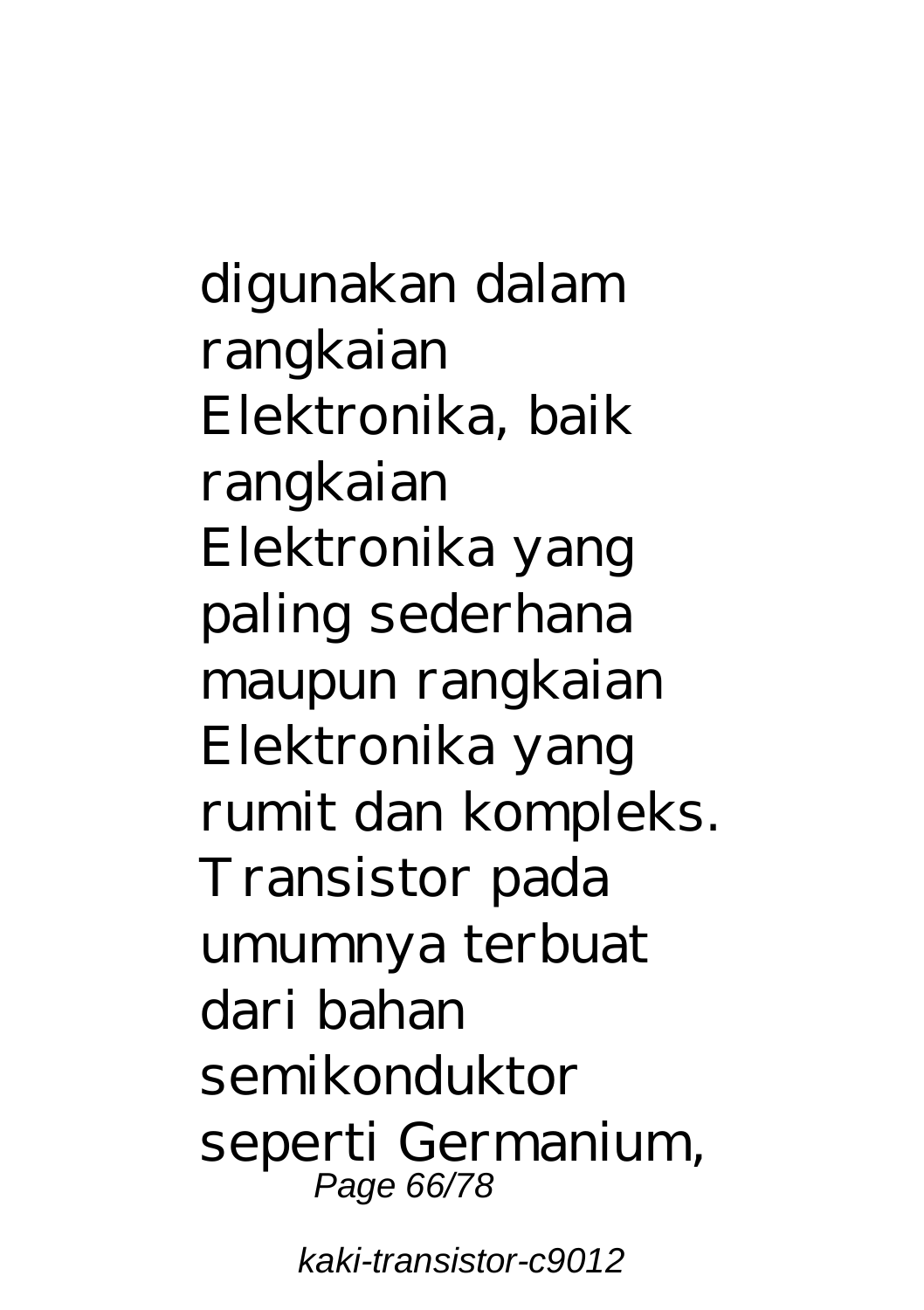digunakan dalam rangkaian Elektronika, baik rangkaian Elektronika yang paling sederhana maupun rangkaian Elektronika yang rumit dan kompleks. Transistor pada umumnya terbuat dari bahan semikonduktor seperti Germanium,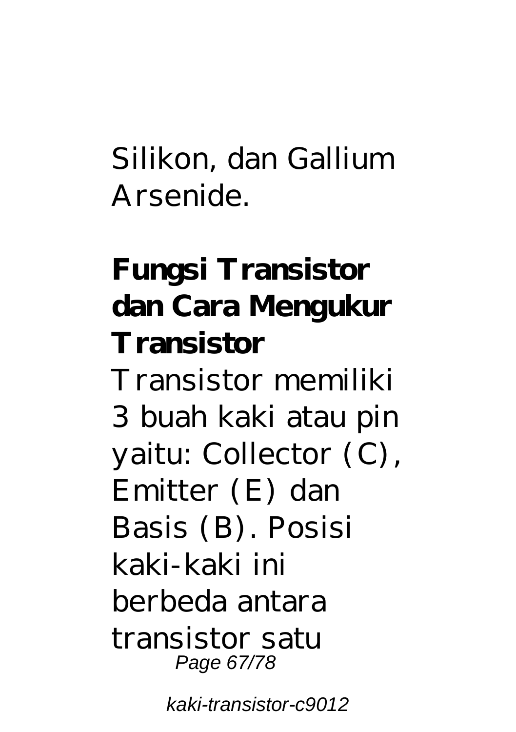Silikon, dan Gallium Arsenide.

**Fungsi Transistor dan Cara Mengukur Transistor**

Transistor memiliki 3 buah kaki atau pin yaitu: Collector (C), Emitter (E) dan Basis (B). Posisi kaki-kaki ini berbeda antara transistor satu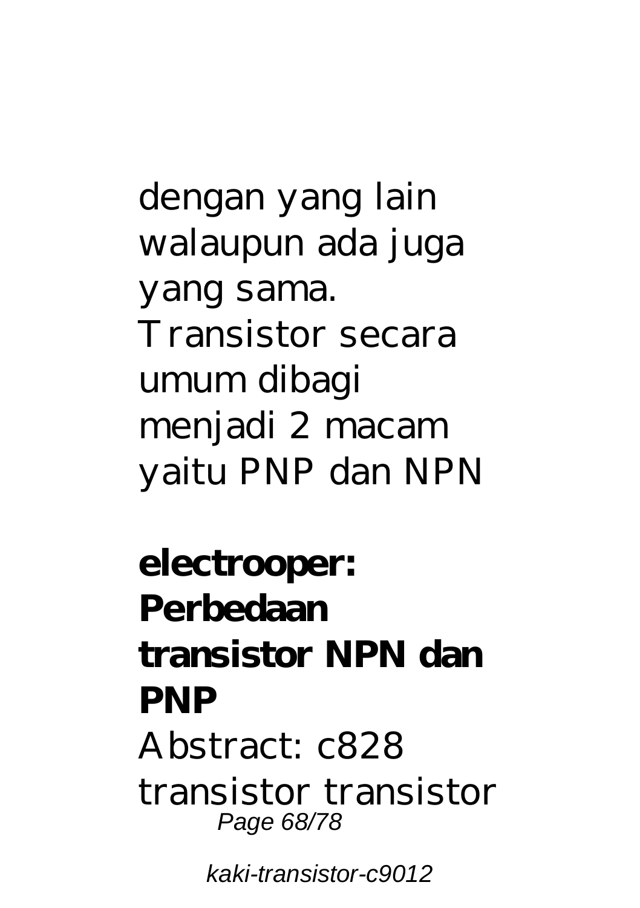dengan yang lain walaupun ada juga yang sama. Transistor secara umum dibagi menjadi 2 macam yaitu PNP dan NPN

**electrooper: Perbedaan transistor NPN dan PNP**

Abstract: c828 transistor transistor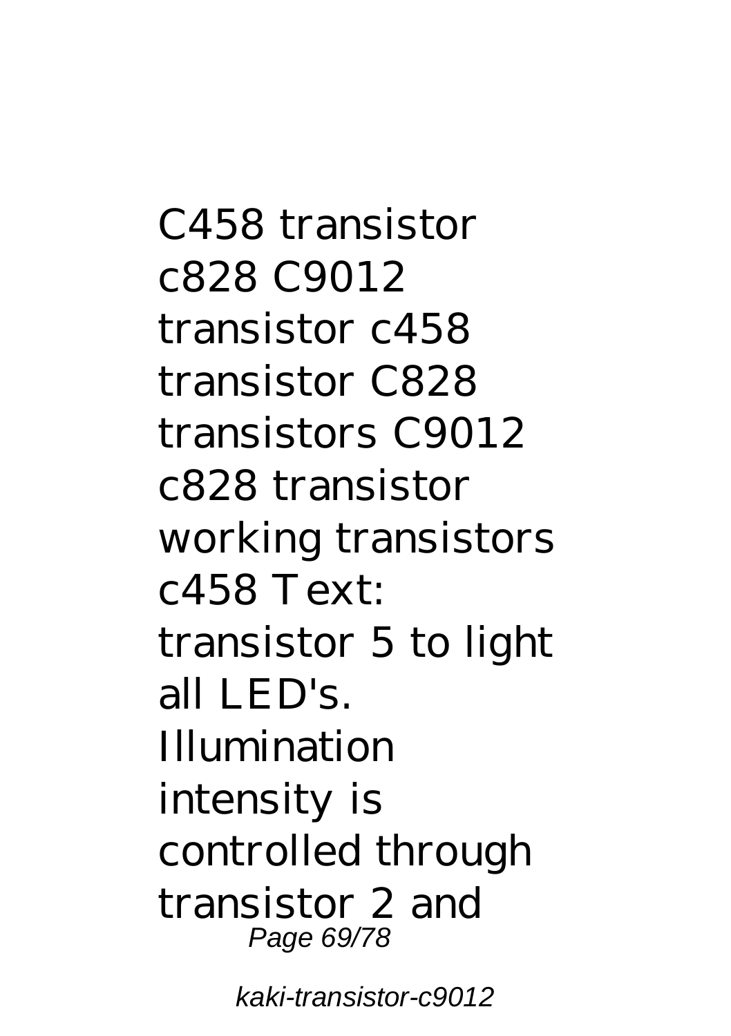C458 transistor c828 C9012 transistor c458 transistor C828 transistors C9012 c828 transistor working transistors c458 Text: transistor 5 to light all LED's. Illumination intensity is controlled through transistor 2 and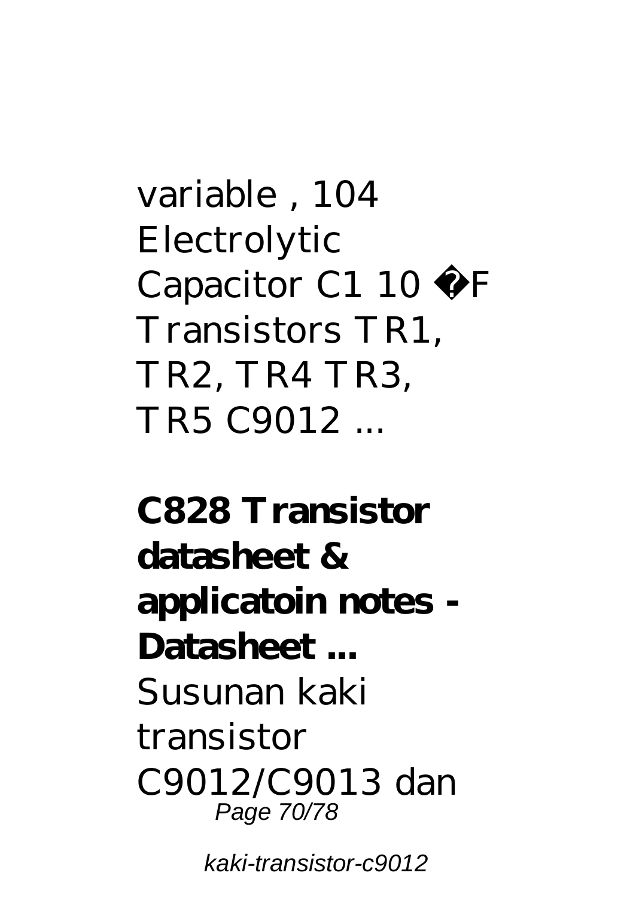variable , 104 Electrolytic Capacitor C1 10 �F Transistors TR1, TR2, TR4 TR3, TR5 C9012 ...

**C828 Transistor datasheet & applicatoin notes - Datasheet ...**

Susunan kaki transistor C9012/C9013 dan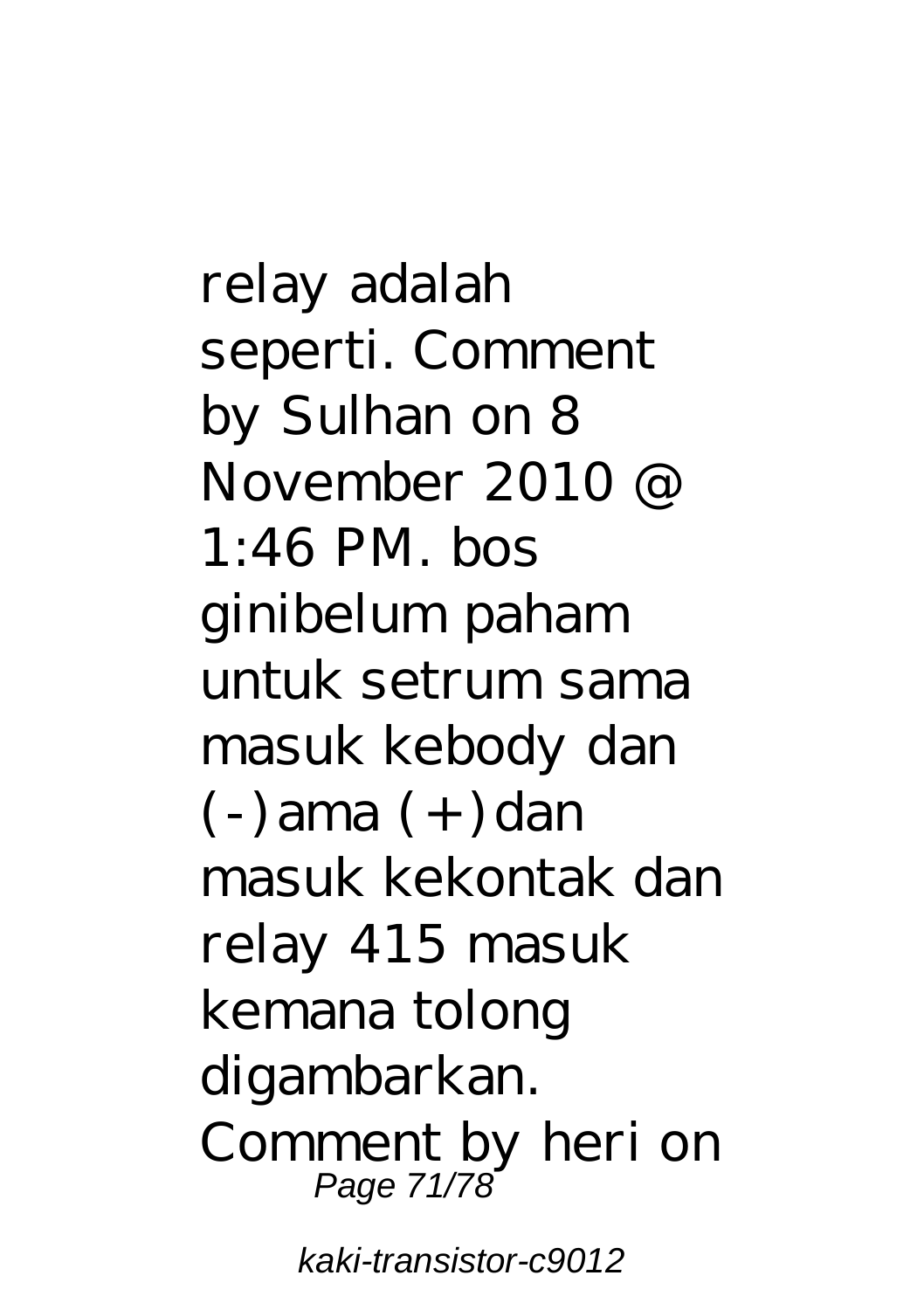relay adalah seperti. Comment by Sulhan on 8 November 2010 @ 1:46 PM. bos ginibelum paham untuk setrum sama masuk kebody dan (-)ama (+)dan masuk kekontak dan relay 415 masuk kemana tolong digambarkan. Comment by heri on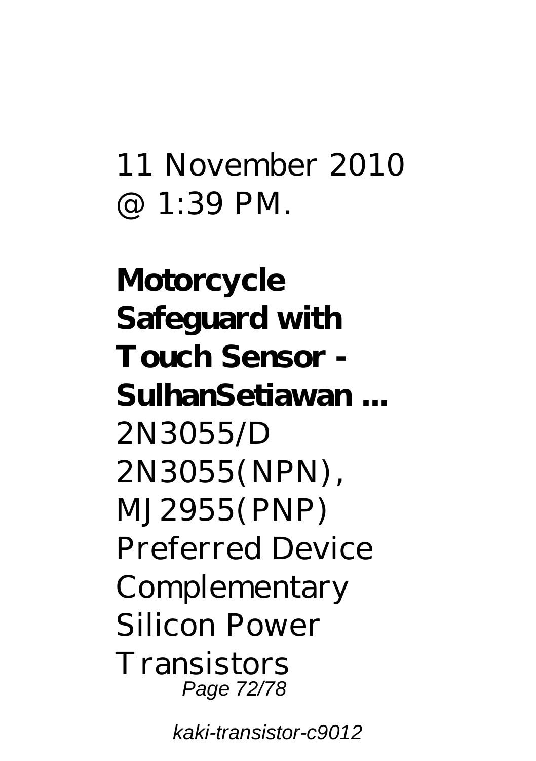11 November 2010 @ 1:39 PM.

**Motorcycle Safeguard with Touch Sensor - SulhanSetiawan ...**

2N3055/D 2N3055(NPN), MJ2955(PNP) Preferred Device Complementary Silicon Power Transistors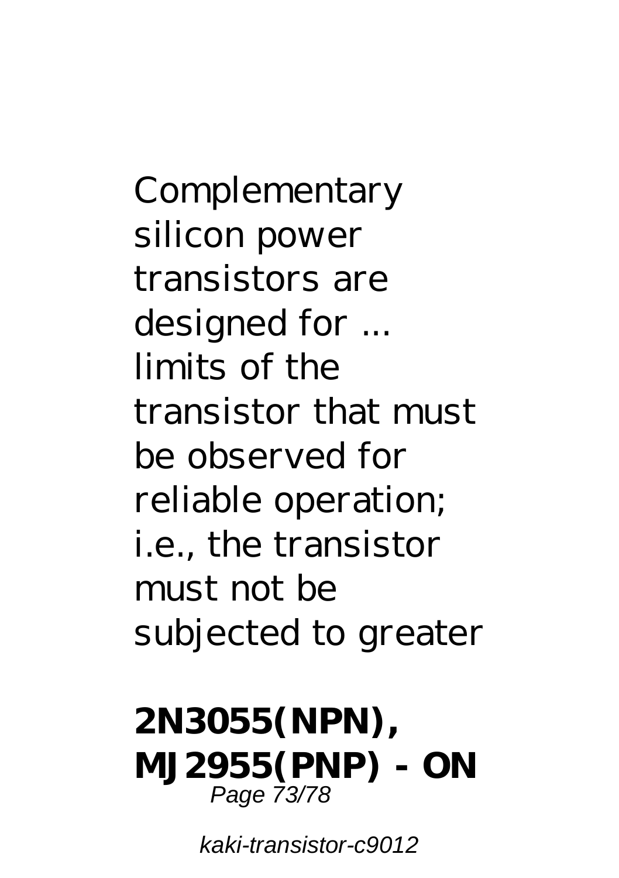Complementary silicon power transistors are designed for ... limits of the transistor that must be observed for reliable operation; i.e., the transistor must not be subjected to greater

**2N3055(NPN), MJ2955(PNP) - ON**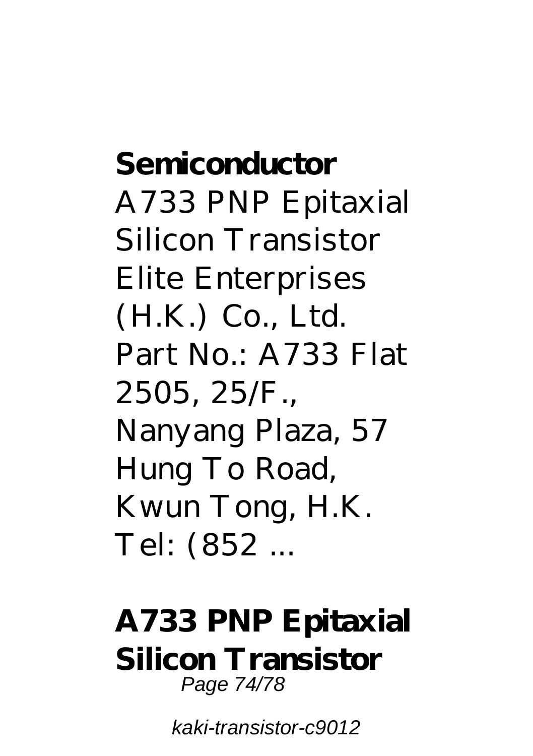**Semiconductor**

A733 PNP Epitaxial Silicon Transistor Elite Enterprises (H.K.) Co., Ltd. Part No.: A733 Flat 2505, 25/F., Nanyang Plaza, 57 Hung To Road, Kwun Tong, H.K. Tel: (852 ...

**A733 PNP Epitaxial Silicon Transistor**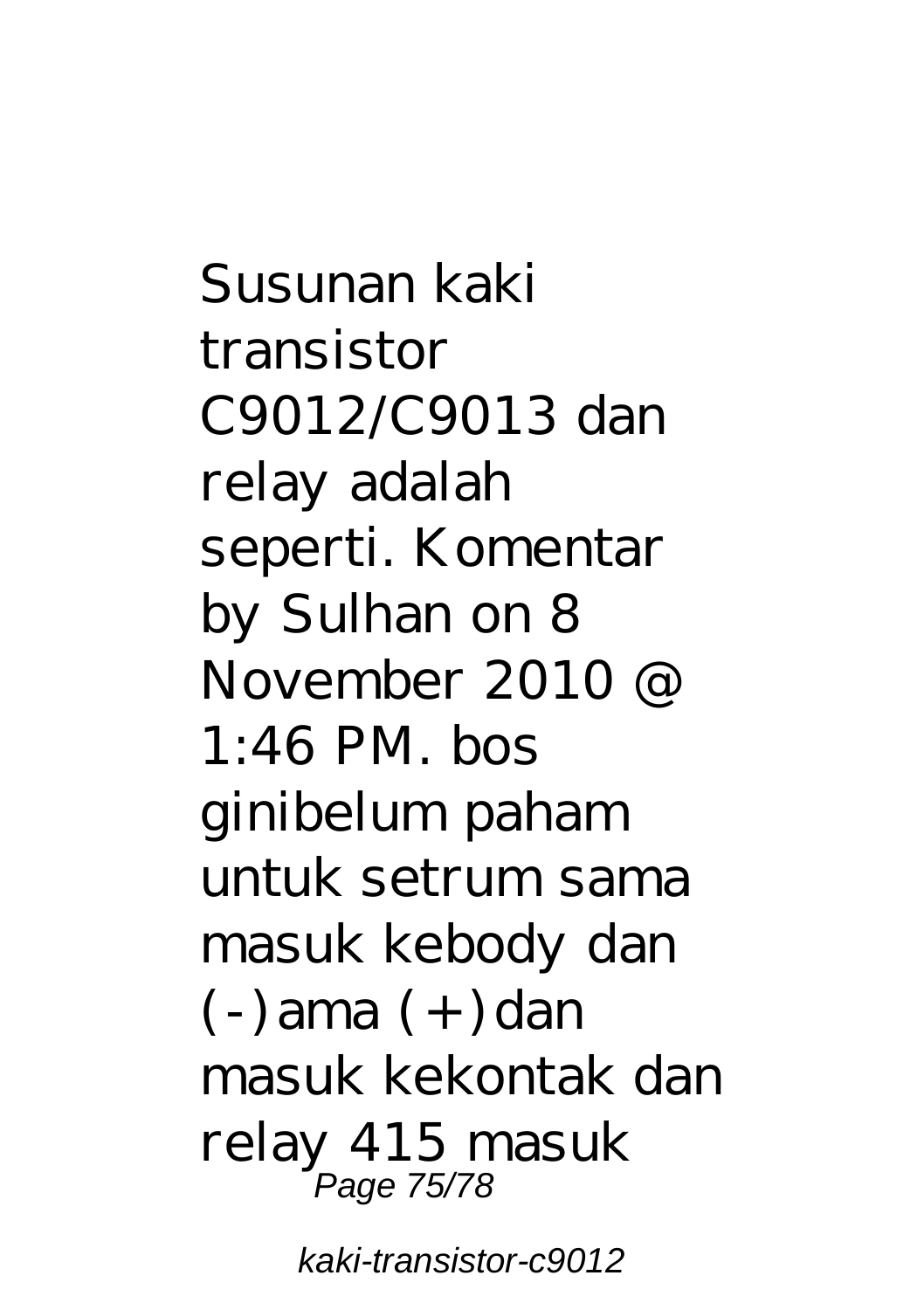Susunan kaki transistor C9012/C9013 dan relay adalah seperti. Komentar by Sulhan on 8 November 2010 @ 1:46 PM. bos ginibelum paham untuk setrum sama masuk kebody dan (-)ama (+)dan masuk kekontak dan relay 415 masuk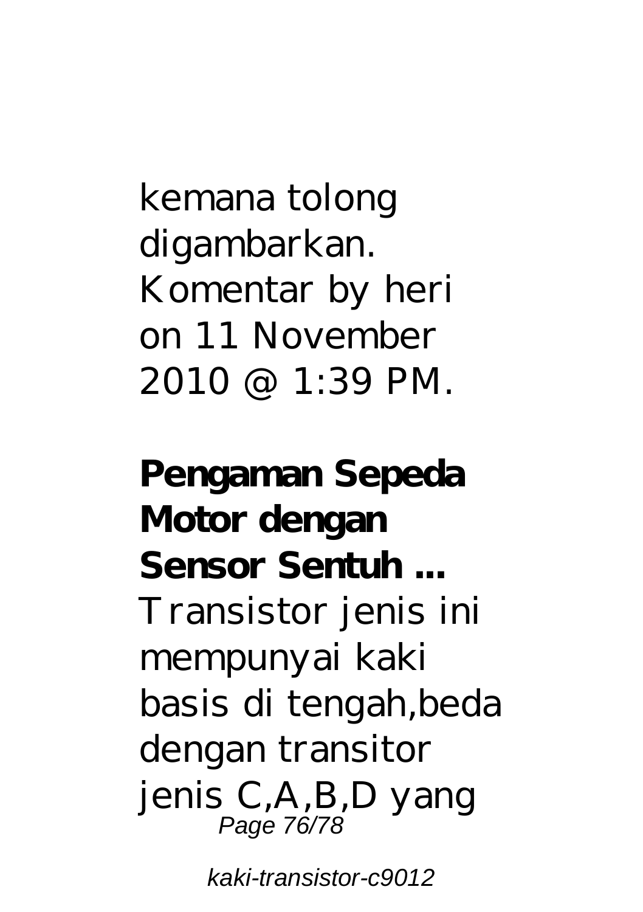kemana tolong digambarkan. Komentar by heri on 11 November 2010 @ 1:39 PM.

**Pengaman Sepeda Motor dengan Sensor Sentuh ...**

Transistor jenis ini mempunyai kaki basis di tengah,beda dengan transitor jenis C,A,B,D yang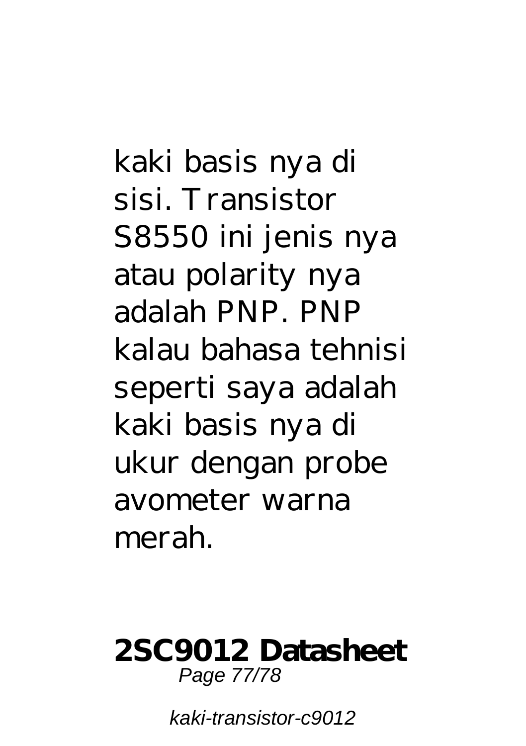kaki basis nya di sisi. Transistor S8550 ini jenis nya atau polarity nya adalah PNP. PNP kalau bahasa tehnisi seperti saya adalah kaki basis nya di ukur dengan probe avometer warna merah.

**2SC9012 Datasheet**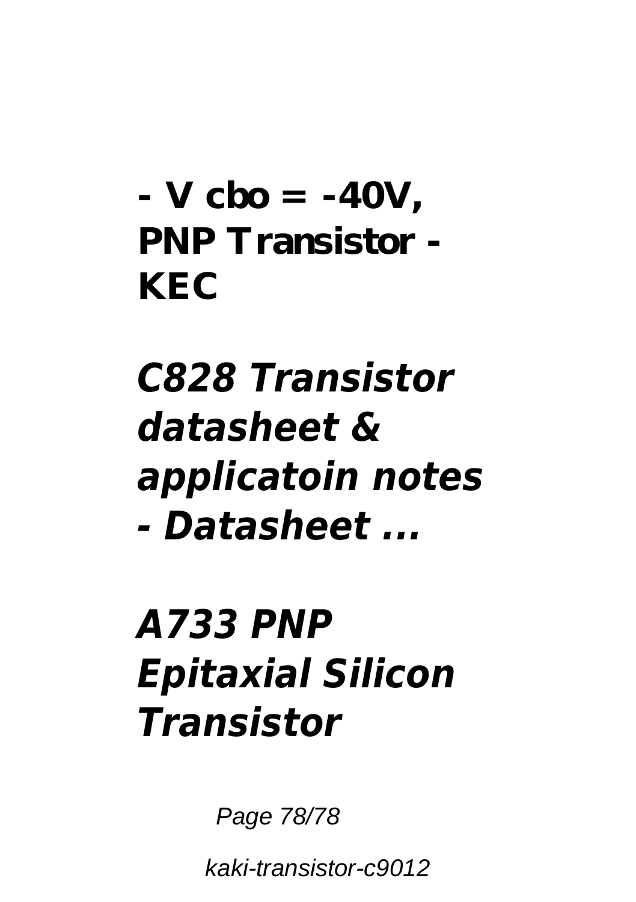**- V cbo = -40V, PNP Transistor - KEC**

## *C828 Transistor datasheet & applicatoin notes - Datasheet ...*

## *A733 PNP Epitaxial Silicon Transistor*